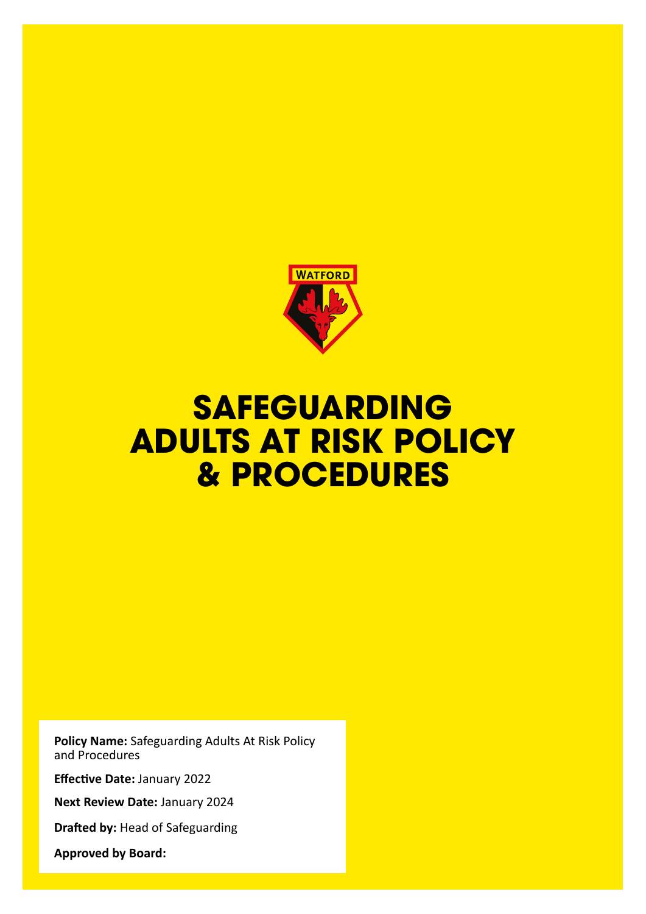# SAFEGUARDING ADULTS AT RISK POLICY & PROCEDURES

**Policy Name:** Safeguarding Adults At Risk Policy and Procedures

**Effective Date:** January 2022

**Next Review Date:** January 2024

**Drafted by:** Head of Safeguarding

**Approved by Board:**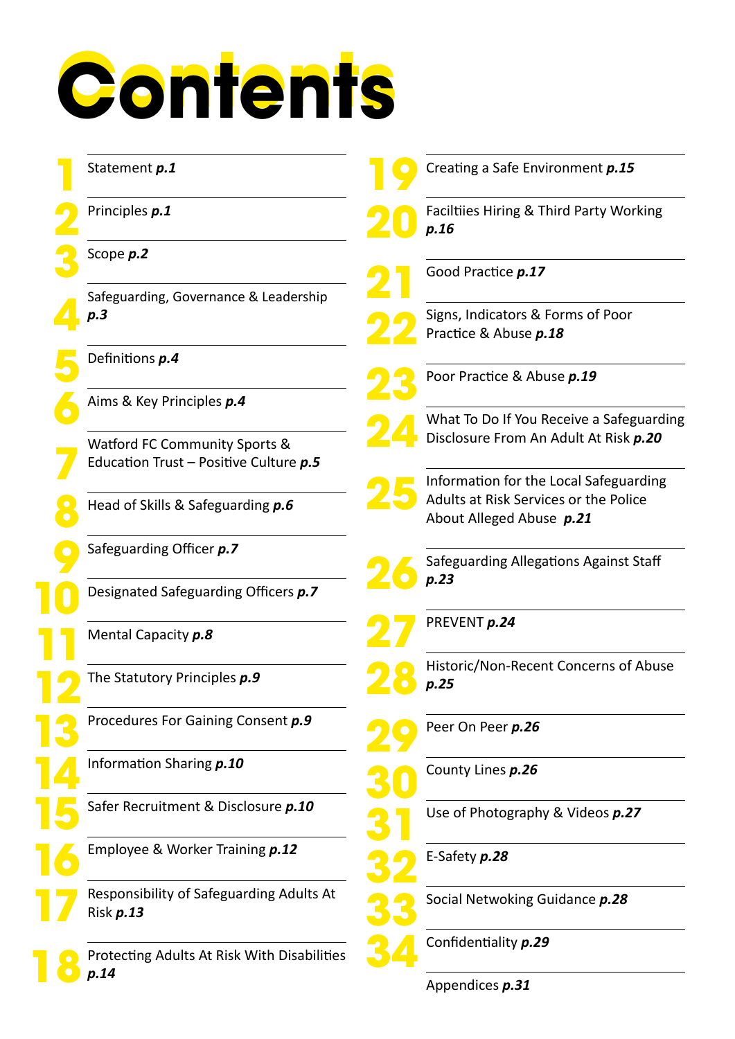# Contents

1. Statement ***p.1***
2. Principles ***p.1***
3. Scope ***p.2***
4. Safeguarding, Governance & Leadership ***p.3***
5. Definitions ***p.4***
6. Aims & Key Principles ***p.4***
7. Watford FC Community Sports & Education Trust – Positive Culture ***p.5***
8. Head of Skills & Safeguarding ***p.6***
9. Safeguarding Officer ***p.7***
10. Designated Safeguarding Officers ***p.7***
11. Mental Capacity ***p.8***
12. The Statutory Principles ***p.9***
13. Procedures For Gaining Consent ***p.9***
14. Information Sharing ***p.10***
15. Safer Recruitment & Disclosure ***p.10***
16. Employee & Worker Training ***p.12***
17. Responsibility of Safeguarding Adults At Risk ***p.13***
18. Protecting Adults At Risk With Disabilities ***p.14***
19. Creating a Safe Environment ***p.15***
20. Faciltiies Hiring & Third Party Working ***p.16***
21. Good Practice ***p.17***
22. Signs, Indicators & Forms of Poor Practice & Abuse ***p.18***
23. Poor Practice & Abuse ***p.19***
24. What To Do If You Receive a Safeguarding Disclosure From An Adult At Risk ***p.20***
25. Information for the Local Safeguarding Adults at Risk Services or the Police About Alleged Abuse ***p.21***
26. Safeguarding Allegations Against Staff ***p.23***
27. PREVENT ***p.24***
28. Historic/Non-Recent Concerns of Abuse ***p.25***
29. Peer On Peer ***p.26***
30. County Lines ***p.26***
31. Use of Photography & Videos ***p.27***
32. E-Safety ***p.28***
33. Social Netwoking Guidance ***p.28***
34. Confidentiality ***p.29***

Appendices ***p.31***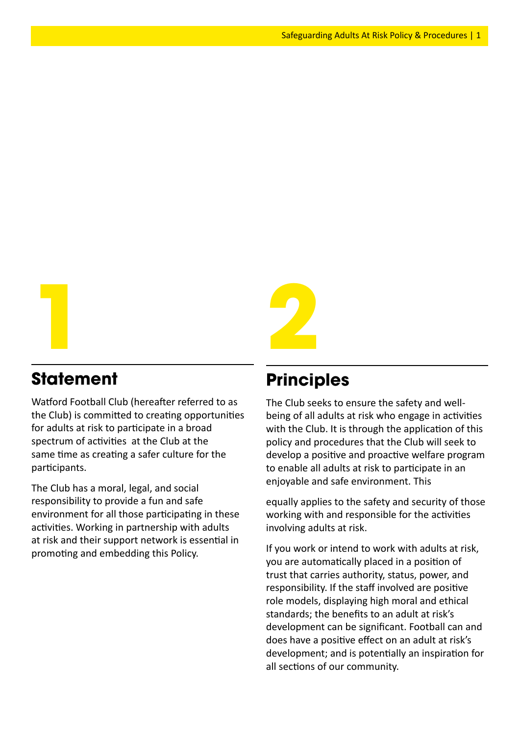# 1

## Statement

Watford Football Club (hereafter referred to as the Club) is committed to creating opportunities for adults at risk to participate in a broad spectrum of activities at the Club at the same time as creating a safer culture for the participants.

The Club has a moral, legal, and social responsibility to provide a fun and safe environment for all those participating in these activities. Working in partnership with adults at risk and their support network is essential in promoting and embedding this Policy.

# 2

## Principles

The Club seeks to ensure the safety and well-being of all adults at risk who engage in activities with the Club. It is through the application of this policy and procedures that the Club will seek to develop a positive and proactive welfare program to enable all adults at risk to participate in an enjoyable and safe environment. This

equally applies to the safety and security of those working with and responsible for the activities involving adults at risk.

If you work or intend to work with adults at risk, you are automatically placed in a position of trust that carries authority, status, power, and responsibility. If the staff involved are positive role models, displaying high moral and ethical standards; the benefits to an adult at risk's development can be significant. Football can and does have a positive effect on an adult at risk's development; and is potentially an inspiration for all sections of our community.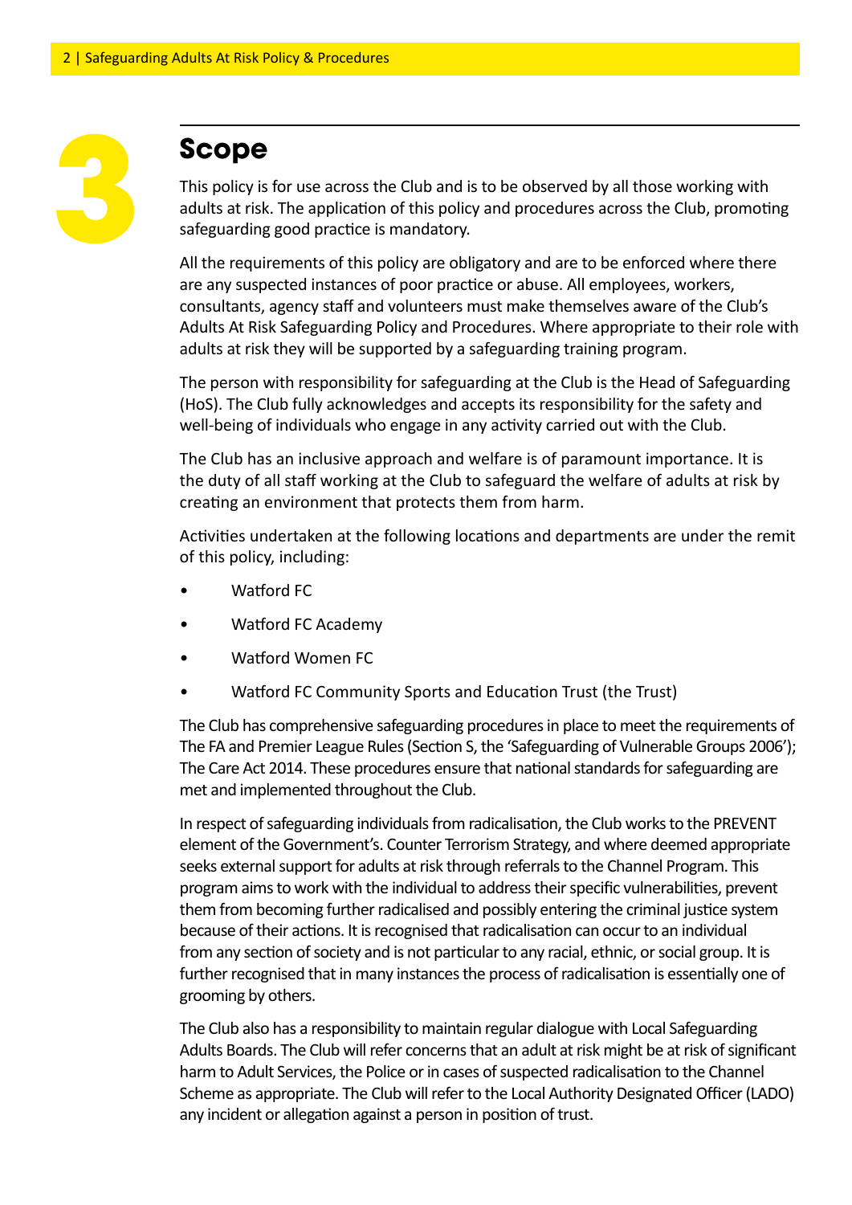# 3 Scope

This policy is for use across the Club and is to be observed by all those working with adults at risk. The application of this policy and procedures across the Club, promoting safeguarding good practice is mandatory.

All the requirements of this policy are obligatory and are to be enforced where there are any suspected instances of poor practice or abuse. All employees, workers, consultants, agency staff and volunteers must make themselves aware of the Club's Adults At Risk Safeguarding Policy and Procedures. Where appropriate to their role with adults at risk they will be supported by a safeguarding training program.

The person with responsibility for safeguarding at the Club is the Head of Safeguarding (HoS). The Club fully acknowledges and accepts its responsibility for the safety and well-being of individuals who engage in any activity carried out with the Club.

The Club has an inclusive approach and welfare is of paramount importance. It is the duty of all staff working at the Club to safeguard the welfare of adults at risk by creating an environment that protects them from harm.

Activities undertaken at the following locations and departments are under the remit of this policy, including:

- Watford FC
- Watford FC Academy
- Watford Women FC
- Watford FC Community Sports and Education Trust (the Trust)

The Club has comprehensive safeguarding procedures in place to meet the requirements of The FA and Premier League Rules (Section S, the 'Safeguarding of Vulnerable Groups 2006'); The Care Act 2014. These procedures ensure that national standards for safeguarding are met and implemented throughout the Club.

In respect of safeguarding individuals from radicalisation, the Club works to the PREVENT element of the Government's. Counter Terrorism Strategy, and where deemed appropriate seeks external support for adults at risk through referrals to the Channel Program. This program aims to work with the individual to address their specific vulnerabilities, prevent them from becoming further radicalised and possibly entering the criminal justice system because of their actions. It is recognised that radicalisation can occur to an individual from any section of society and is not particular to any racial, ethnic, or social group. It is further recognised that in many instances the process of radicalisation is essentially one of grooming by others.

The Club also has a responsibility to maintain regular dialogue with Local Safeguarding Adults Boards. The Club will refer concerns that an adult at risk might be at risk of significant harm to Adult Services, the Police or in cases of suspected radicalisation to the Channel Scheme as appropriate. The Club will refer to the Local Authority Designated Officer (LADO) any incident or allegation against a person in position of trust.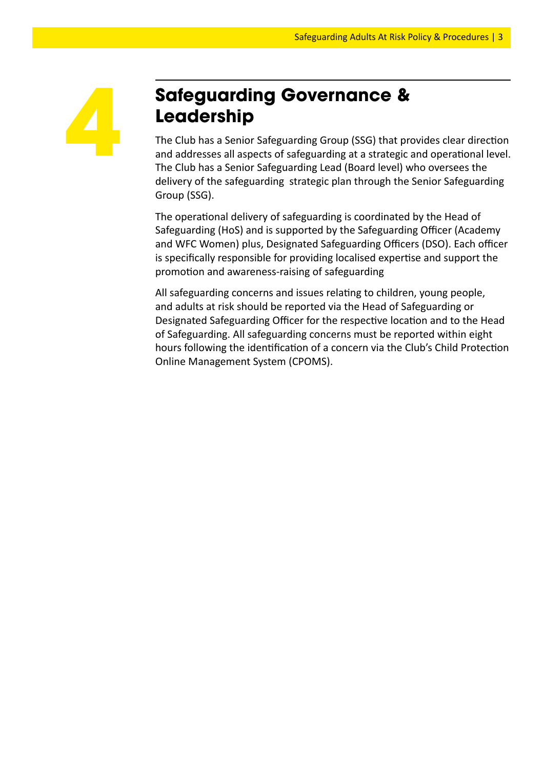# 4 Safeguarding Governance & Leadership

The Club has a Senior Safeguarding Group (SSG) that provides clear direction and addresses all aspects of safeguarding at a strategic and operational level. The Club has a Senior Safeguarding Lead (Board level) who oversees the delivery of the safeguarding  strategic plan through the Senior Safeguarding Group (SSG).

The operational delivery of safeguarding is coordinated by the Head of Safeguarding (HoS) and is supported by the Safeguarding Officer (Academy and WFC Women) plus, Designated Safeguarding Officers (DSO). Each officer is specifically responsible for providing localised expertise and support the promotion and awareness-raising of safeguarding

All safeguarding concerns and issues relating to children, young people, and adults at risk should be reported via the Head of Safeguarding or Designated Safeguarding Officer for the respective location and to the Head of Safeguarding. All safeguarding concerns must be reported within eight hours following the identification of a concern via the Club's Child Protection Online Management System (CPOMS).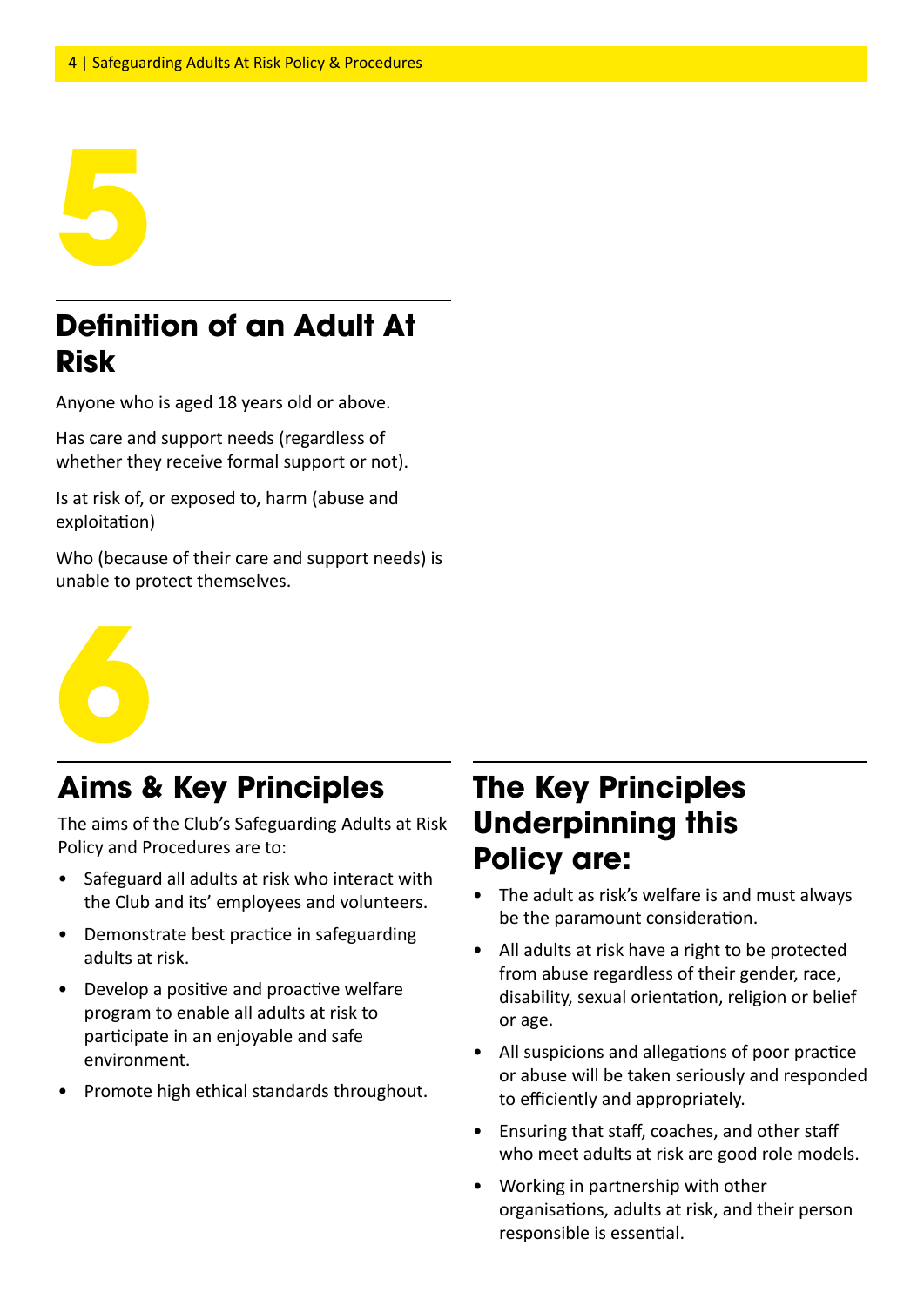# 5

## Definition of an Adult At Risk

Anyone who is aged 18 years old or above.

Has care and support needs (regardless of whether they receive formal support or not).

Is at risk of, or exposed to, harm (abuse and exploitation)

Who (because of their care and support needs) is unable to protect themselves.

# 6

## Aims & Key Principles

The aims of the Club's Safeguarding Adults at Risk Policy and Procedures are to:

- Safeguard all adults at risk who interact with the Club and its' employees and volunteers.
- Demonstrate best practice in safeguarding adults at risk.
- Develop a positive and proactive welfare program to enable all adults at risk to participate in an enjoyable and safe environment.
- Promote high ethical standards throughout.

## The Key Principles Underpinning this Policy are:

- The adult as risk's welfare is and must always be the paramount consideration.
- All adults at risk have a right to be protected from abuse regardless of their gender, race, disability, sexual orientation, religion or belief or age.
- All suspicions and allegations of poor practice or abuse will be taken seriously and responded to efficiently and appropriately.
- Ensuring that staff, coaches, and other staff who meet adults at risk are good role models.
- Working in partnership with other organisations, adults at risk, and their person responsible is essential.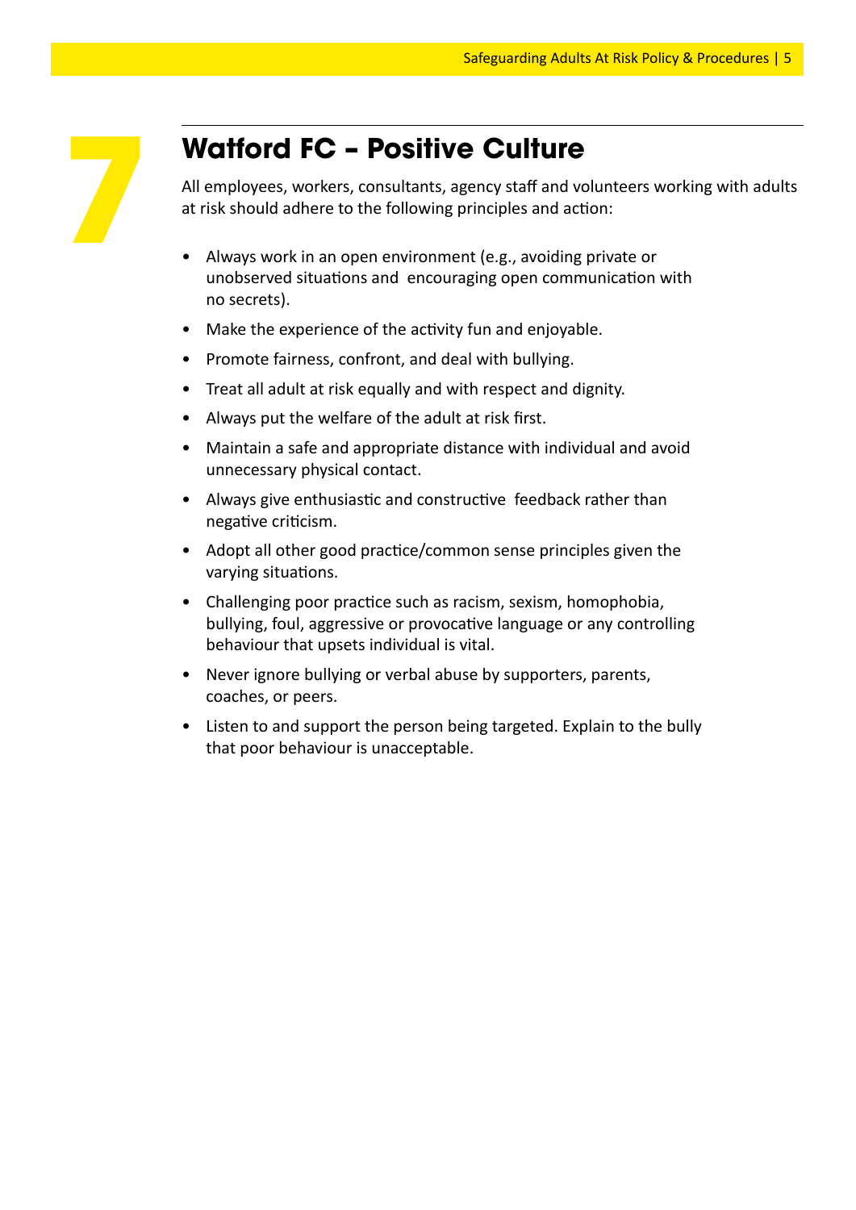# 7 Watford FC – Positive Culture

All employees, workers, consultants, agency staff and volunteers working with adults at risk should adhere to the following principles and action:

- Always work in an open environment (e.g., avoiding private or unobserved situations and encouraging open communication with no secrets).
- Make the experience of the activity fun and enjoyable.
- Promote fairness, confront, and deal with bullying.
- Treat all adult at risk equally and with respect and dignity.
- Always put the welfare of the adult at risk first.
- Maintain a safe and appropriate distance with individual and avoid unnecessary physical contact.
- Always give enthusiastic and constructive feedback rather than negative criticism.
- Adopt all other good practice/common sense principles given the varying situations.
- Challenging poor practice such as racism, sexism, homophobia, bullying, foul, aggressive or provocative language or any controlling behaviour that upsets individual is vital.
- Never ignore bullying or verbal abuse by supporters, parents, coaches, or peers.
- Listen to and support the person being targeted. Explain to the bully that poor behaviour is unacceptable.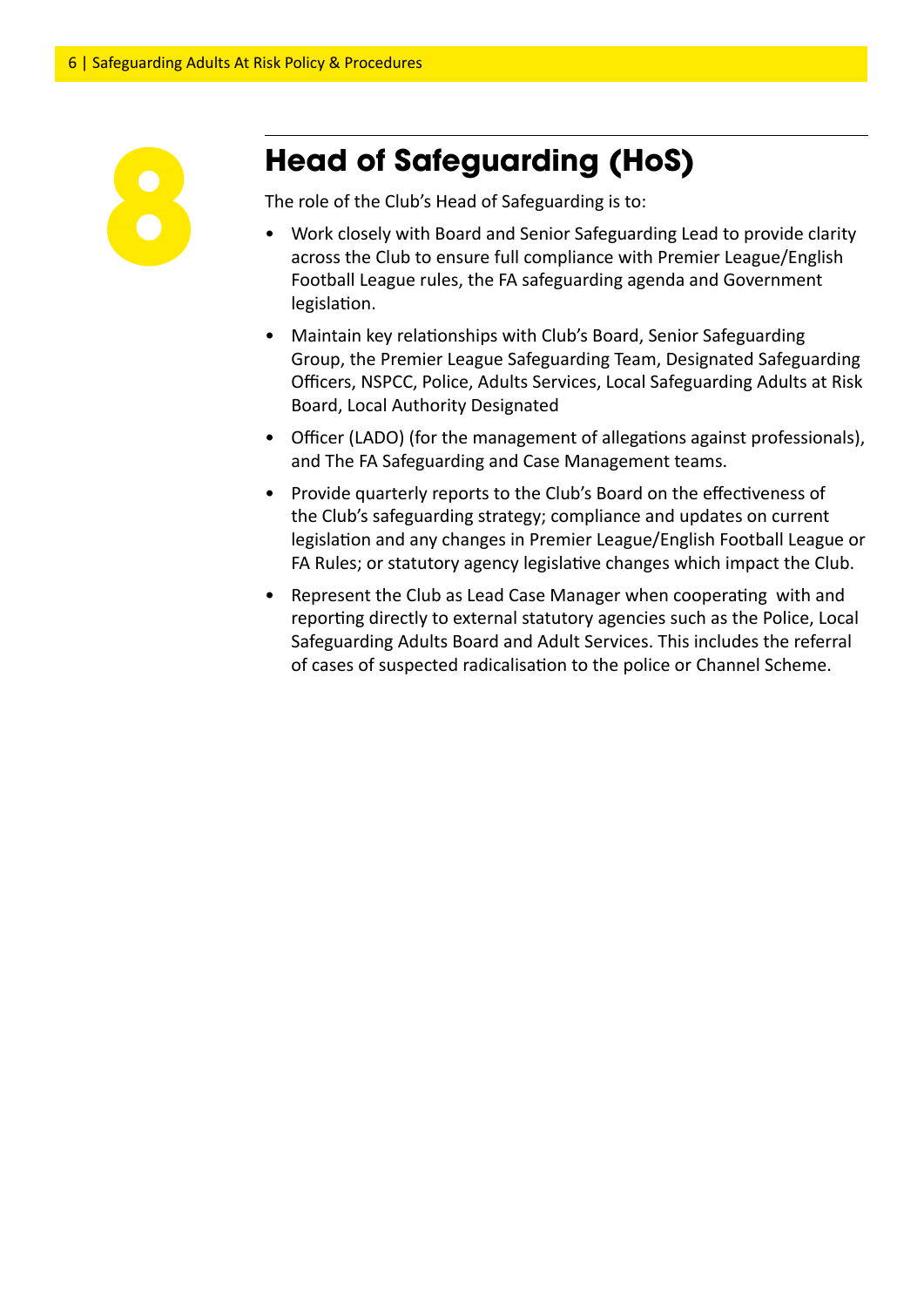# 8 Head of Safeguarding (HoS)

The role of the Club's Head of Safeguarding is to:

- Work closely with Board and Senior Safeguarding Lead to provide clarity across the Club to ensure full compliance with Premier League/English Football League rules, the FA safeguarding agenda and Government legislation.
- Maintain key relationships with Club's Board, Senior Safeguarding Group, the Premier League Safeguarding Team, Designated Safeguarding Officers, NSPCC, Police, Adults Services, Local Safeguarding Adults at Risk Board, Local Authority Designated
- Officer (LADO) (for the management of allegations against professionals), and The FA Safeguarding and Case Management teams.
- Provide quarterly reports to the Club's Board on the effectiveness of the Club's safeguarding strategy; compliance and updates on current legislation and any changes in Premier League/English Football League or FA Rules; or statutory agency legislative changes which impact the Club.
- Represent the Club as Lead Case Manager when cooperating with and reporting directly to external statutory agencies such as the Police, Local Safeguarding Adults Board and Adult Services. This includes the referral of cases of suspected radicalisation to the police or Channel Scheme.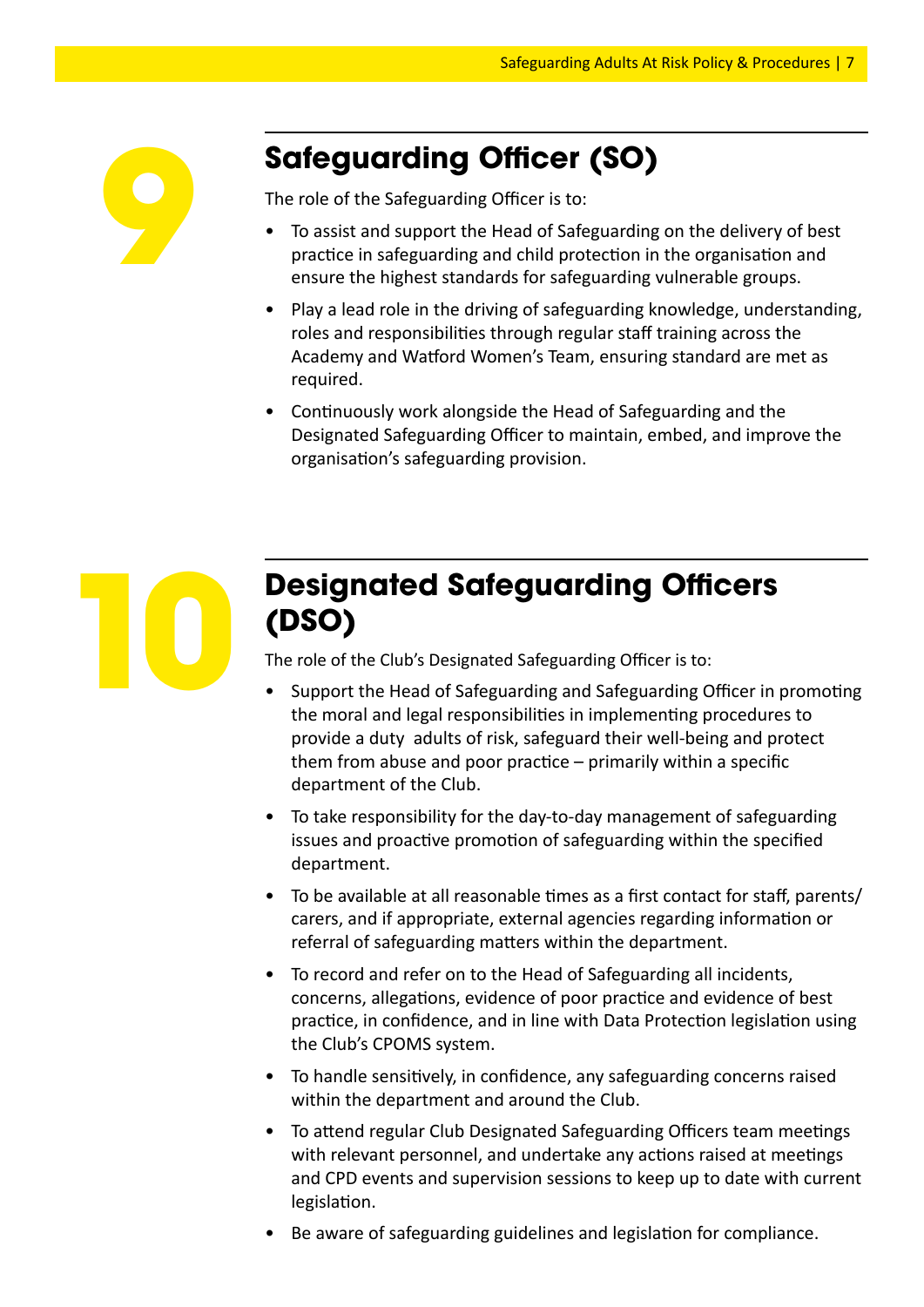## 9 Safeguarding Officer (SO)

The role of the Safeguarding Officer is to:

- To assist and support the Head of Safeguarding on the delivery of best practice in safeguarding and child protection in the organisation and ensure the highest standards for safeguarding vulnerable groups.
- Play a lead role in the driving of safeguarding knowledge, understanding, roles and responsibilities through regular staff training across the Academy and Watford Women's Team, ensuring standard are met as required.
- Continuously work alongside the Head of Safeguarding and the Designated Safeguarding Officer to maintain, embed, and improve the organisation's safeguarding provision.

## 10 Designated Safeguarding Officers (DSO)

The role of the Club's Designated Safeguarding Officer is to:

- Support the Head of Safeguarding and Safeguarding Officer in promoting the moral and legal responsibilities in implementing procedures to provide a duty  adults of risk, safeguard their well-being and protect them from abuse and poor practice – primarily within a specific department of the Club.
- To take responsibility for the day-to-day management of safeguarding issues and proactive promotion of safeguarding within the specified department.
- To be available at all reasonable times as a first contact for staff, parents/carers, and if appropriate, external agencies regarding information or referral of safeguarding matters within the department.
- To record and refer on to the Head of Safeguarding all incidents, concerns, allegations, evidence of poor practice and evidence of best practice, in confidence, and in line with Data Protection legislation using the Club's CPOMS system.
- To handle sensitively, in confidence, any safeguarding concerns raised within the department and around the Club.
- To attend regular Club Designated Safeguarding Officers team meetings with relevant personnel, and undertake any actions raised at meetings and CPD events and supervision sessions to keep up to date with current legislation.
- Be aware of safeguarding guidelines and legislation for compliance.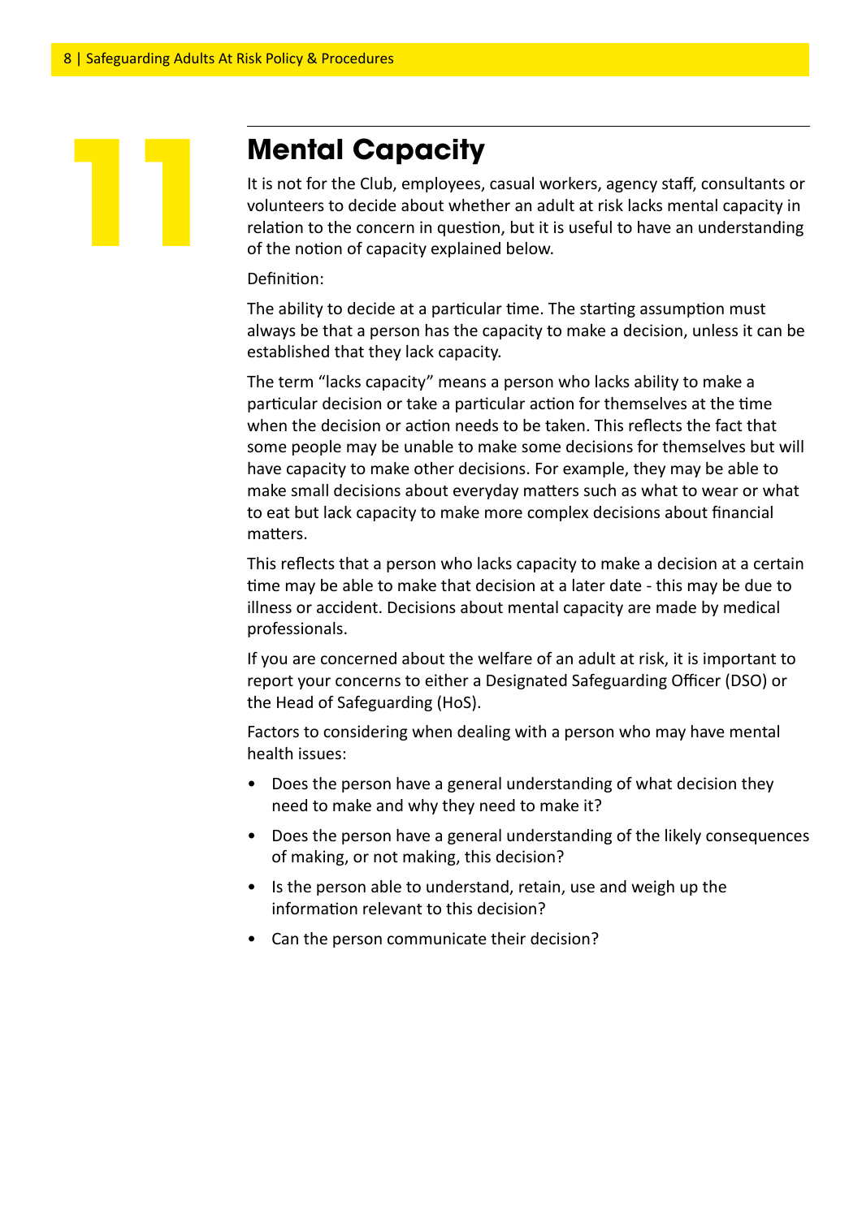# 11 Mental Capacity

It is not for the Club, employees, casual workers, agency staff, consultants or volunteers to decide about whether an adult at risk lacks mental capacity in relation to the concern in question, but it is useful to have an understanding of the notion of capacity explained below.

Definition:

The ability to decide at a particular time. The starting assumption must always be that a person has the capacity to make a decision, unless it can be established that they lack capacity.

The term "lacks capacity" means a person who lacks ability to make a particular decision or take a particular action for themselves at the time when the decision or action needs to be taken. This reflects the fact that some people may be unable to make some decisions for themselves but will have capacity to make other decisions. For example, they may be able to make small decisions about everyday matters such as what to wear or what to eat but lack capacity to make more complex decisions about financial matters.

This reflects that a person who lacks capacity to make a decision at a certain time may be able to make that decision at a later date - this may be due to illness or accident. Decisions about mental capacity are made by medical professionals.

If you are concerned about the welfare of an adult at risk, it is important to report your concerns to either a Designated Safeguarding Officer (DSO) or the Head of Safeguarding (HoS).

Factors to considering when dealing with a person who may have mental health issues:

- Does the person have a general understanding of what decision they need to make and why they need to make it?
- Does the person have a general understanding of the likely consequences of making, or not making, this decision?
- Is the person able to understand, retain, use and weigh up the information relevant to this decision?
- Can the person communicate their decision?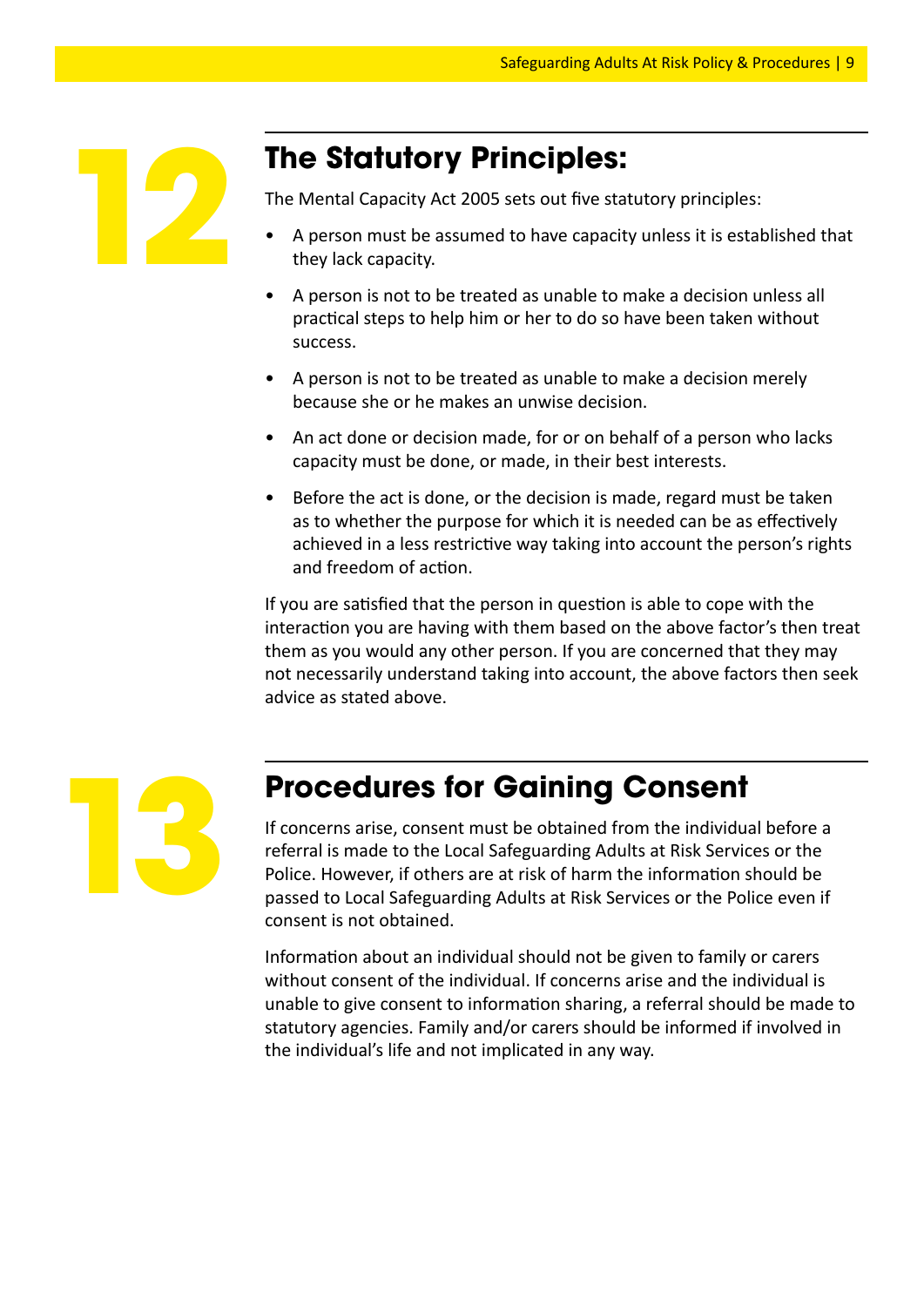## 12 The Statutory Principles:

The Mental Capacity Act 2005 sets out five statutory principles:

- A person must be assumed to have capacity unless it is established that they lack capacity.
- A person is not to be treated as unable to make a decision unless all practical steps to help him or her to do so have been taken without success.
- A person is not to be treated as unable to make a decision merely because she or he makes an unwise decision.
- An act done or decision made, for or on behalf of a person who lacks capacity must be done, or made, in their best interests.
- Before the act is done, or the decision is made, regard must be taken as to whether the purpose for which it is needed can be as effectively achieved in a less restrictive way taking into account the person's rights and freedom of action.

If you are satisfied that the person in question is able to cope with the interaction you are having with them based on the above factor's then treat them as you would any other person. If you are concerned that they may not necessarily understand taking into account, the above factors then seek advice as stated above.

## 13 Procedures for Gaining Consent

If concerns arise, consent must be obtained from the individual before a referral is made to the Local Safeguarding Adults at Risk Services or the Police. However, if others are at risk of harm the information should be passed to Local Safeguarding Adults at Risk Services or the Police even if consent is not obtained.

Information about an individual should not be given to family or carers without consent of the individual. If concerns arise and the individual is unable to give consent to information sharing, a referral should be made to statutory agencies. Family and/or carers should be informed if involved in the individual's life and not implicated in any way.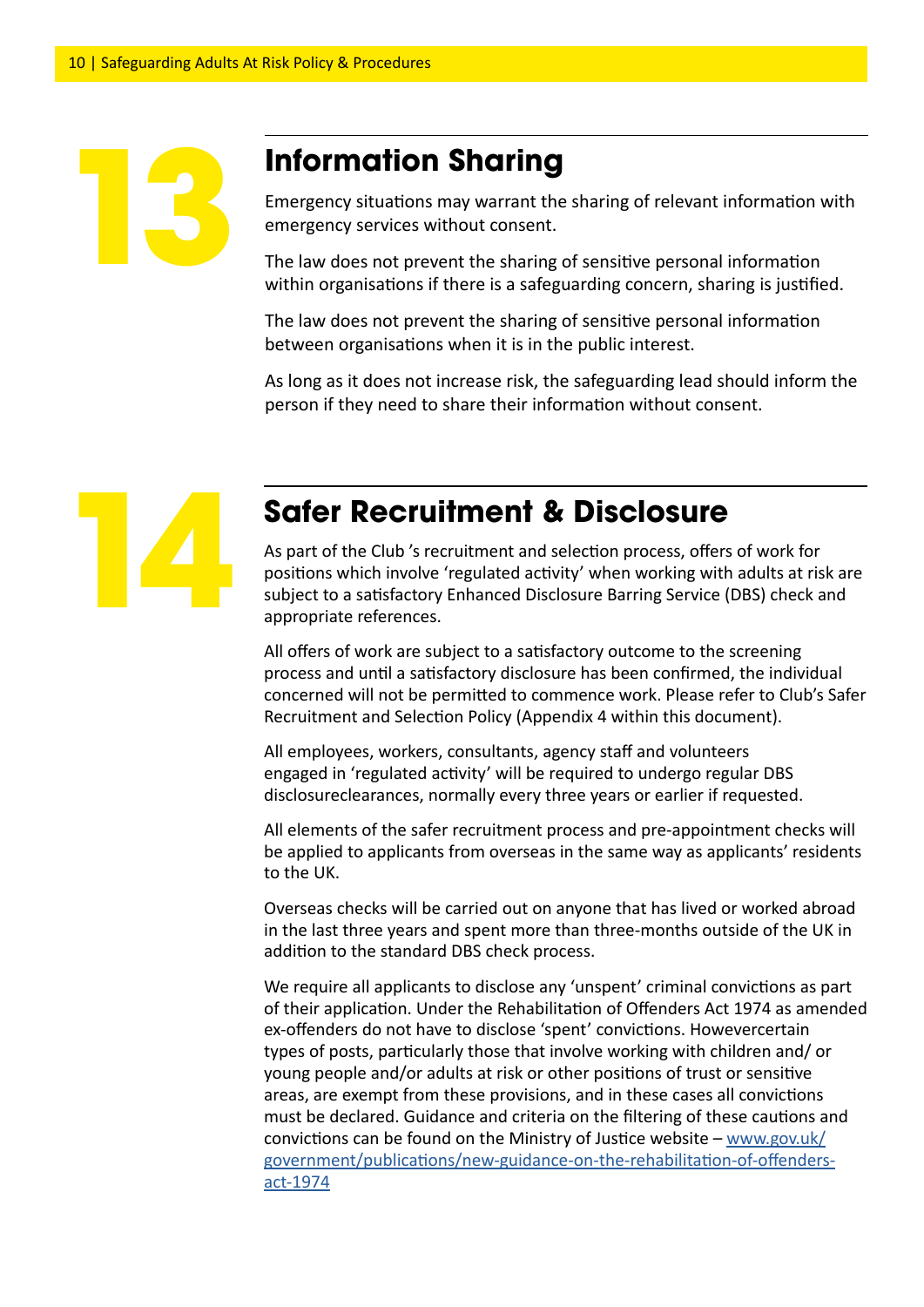## 13 Information Sharing

Emergency situations may warrant the sharing of relevant information with emergency services without consent.

The law does not prevent the sharing of sensitive personal information within organisations if there is a safeguarding concern, sharing is justified.

The law does not prevent the sharing of sensitive personal information between organisations when it is in the public interest.

As long as it does not increase risk, the safeguarding lead should inform the person if they need to share their information without consent.

## 14 Safer Recruitment & Disclosure

As part of the Club 's recruitment and selection process, offers of work for positions which involve 'regulated activity' when working with adults at risk are subject to a satisfactory Enhanced Disclosure Barring Service (DBS) check and appropriate references.

All offers of work are subject to a satisfactory outcome to the screening process and until a satisfactory disclosure has been confirmed, the individual concerned will not be permitted to commence work. Please refer to Club's Safer Recruitment and Selection Policy (Appendix 4 within this document).

All employees, workers, consultants, agency staff and volunteers engaged in 'regulated activity' will be required to undergo regular DBS disclosureclearances, normally every three years or earlier if requested.

All elements of the safer recruitment process and pre-appointment checks will be applied to applicants from overseas in the same way as applicants' residents to the UK.

Overseas checks will be carried out on anyone that has lived or worked abroad in the last three years and spent more than three-months outside of the UK in addition to the standard DBS check process.

We require all applicants to disclose any 'unspent' criminal convictions as part of their application. Under the Rehabilitation of Offenders Act 1974 as amended ex-offenders do not have to disclose 'spent' convictions. Howevercertain types of posts, particularly those that involve working with children and/ or young people and/or adults at risk or other positions of trust or sensitive areas, are exempt from these provisions, and in these cases all convictions must be declared. Guidance and criteria on the filtering of these cautions and convictions can be found on the Ministry of Justice website – [www.gov.uk/government/publications/new-guidance-on-the-rehabilitation-of-offenders-act-1974](www.gov.uk/government/publications/new-guidance-on-the-rehabilitation-of-offenders-act-1974)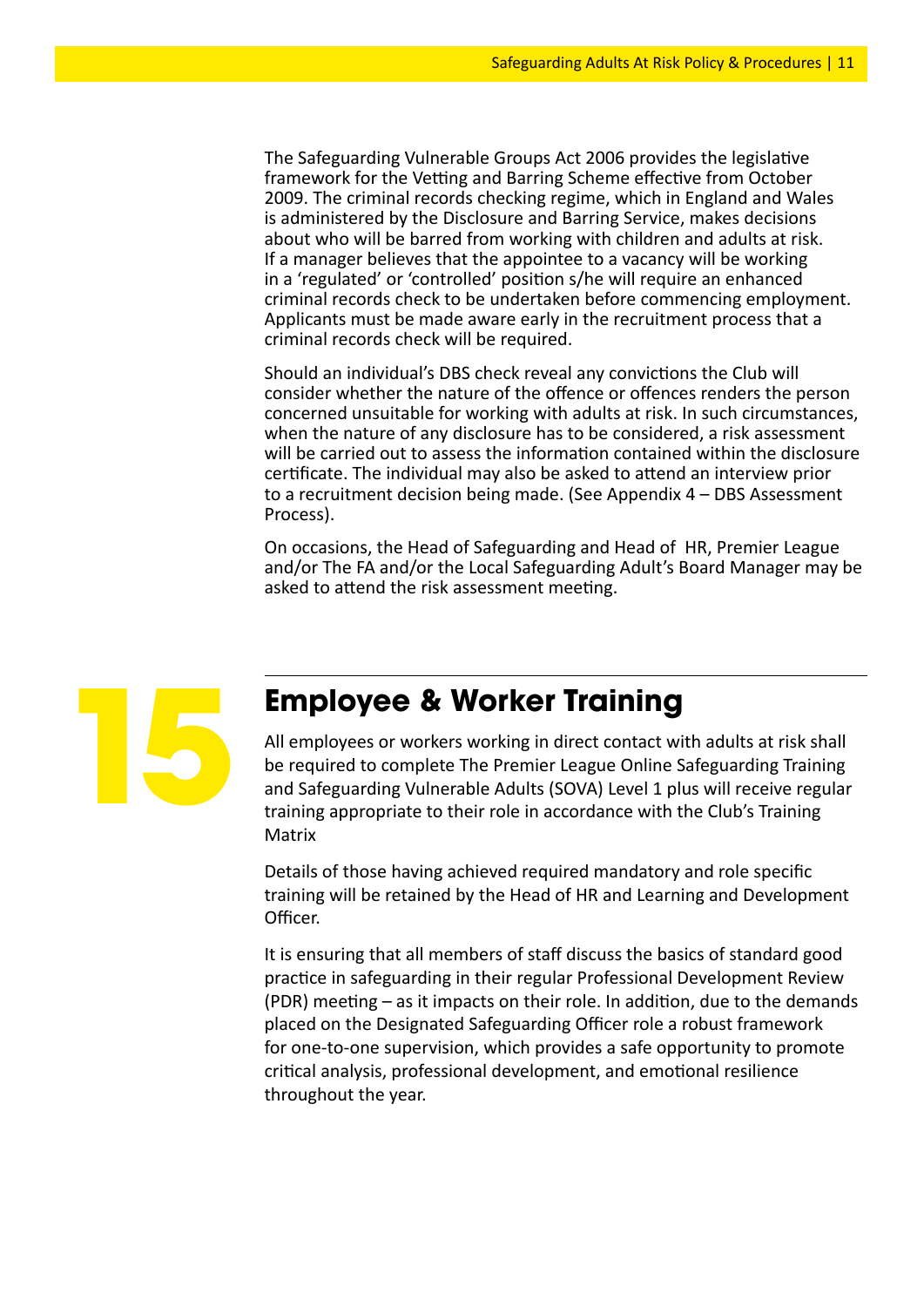The Safeguarding Vulnerable Groups Act 2006 provides the legislative framework for the Vetting and Barring Scheme effective from October 2009. The criminal records checking regime, which in England and Wales is administered by the Disclosure and Barring Service, makes decisions about who will be barred from working with children and adults at risk. If a manager believes that the appointee to a vacancy will be working in a 'regulated' or 'controlled' position s/he will require an enhanced criminal records check to be undertaken before commencing employment. Applicants must be made aware early in the recruitment process that a criminal records check will be required.

Should an individual's DBS check reveal any convictions the Club will consider whether the nature of the offence or offences renders the person concerned unsuitable for working with adults at risk. In such circumstances, when the nature of any disclosure has to be considered, a risk assessment will be carried out to assess the information contained within the disclosure certificate. The individual may also be asked to attend an interview prior to a recruitment decision being made. (See Appendix 4 – DBS Assessment Process).

On occasions, the Head of Safeguarding and Head of HR, Premier League and/or The FA and/or the Local Safeguarding Adult's Board Manager may be asked to attend the risk assessment meeting.

## 15 Employee & Worker Training

All employees or workers working in direct contact with adults at risk shall be required to complete The Premier League Online Safeguarding Training and Safeguarding Vulnerable Adults (SOVA) Level 1 plus will receive regular training appropriate to their role in accordance with the Club's Training Matrix

Details of those having achieved required mandatory and role specific training will be retained by the Head of HR and Learning and Development Officer.

It is ensuring that all members of staff discuss the basics of standard good practice in safeguarding in their regular Professional Development Review (PDR) meeting – as it impacts on their role. In addition, due to the demands placed on the Designated Safeguarding Officer role a robust framework for one-to-one supervision, which provides a safe opportunity to promote critical analysis, professional development, and emotional resilience throughout the year.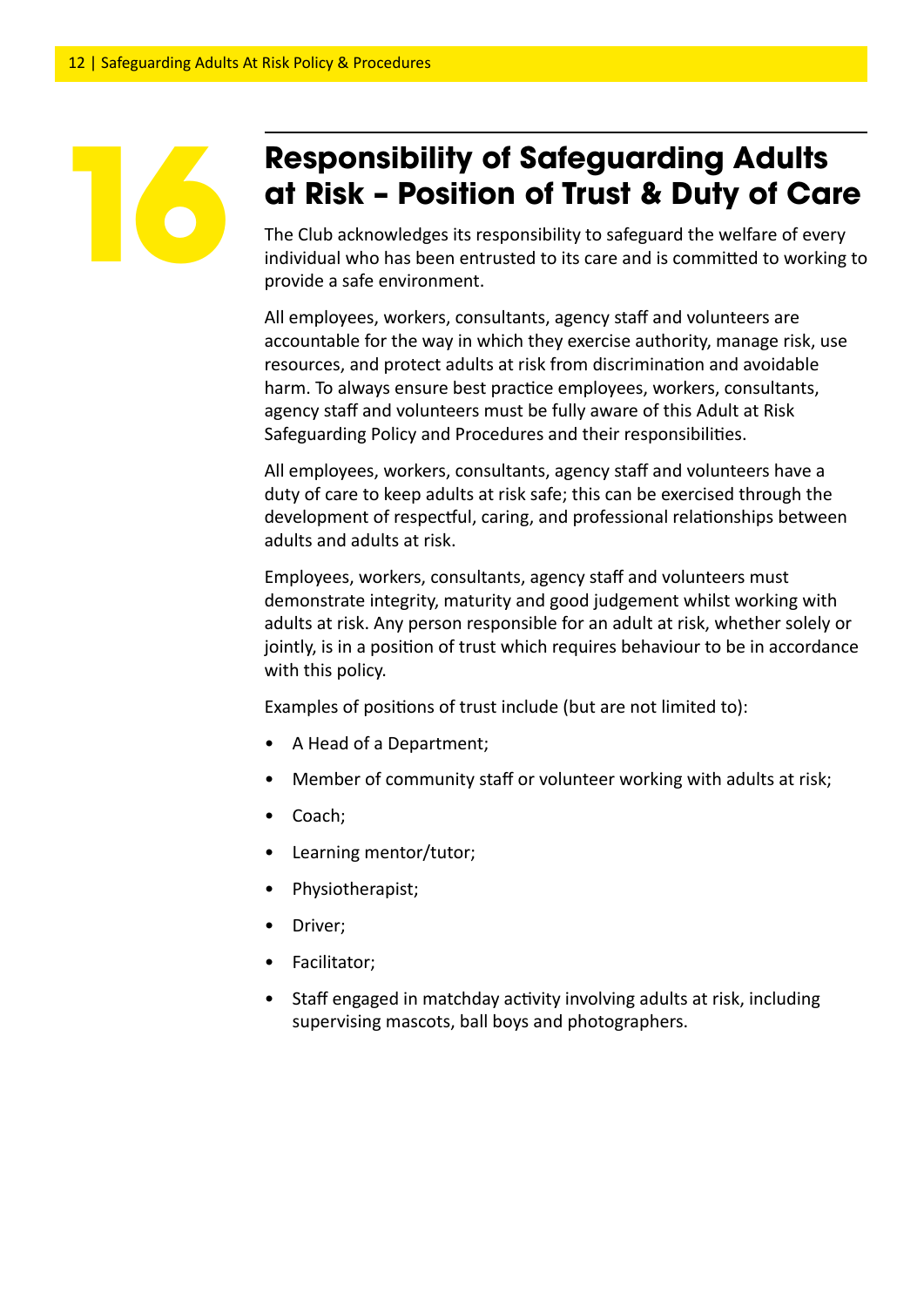# 16 Responsibility of Safeguarding Adults at Risk – Position of Trust & Duty of Care

The Club acknowledges its responsibility to safeguard the welfare of every individual who has been entrusted to its care and is committed to working to provide a safe environment.

All employees, workers, consultants, agency staff and volunteers are accountable for the way in which they exercise authority, manage risk, use resources, and protect adults at risk from discrimination and avoidable harm. To always ensure best practice employees, workers, consultants, agency staff and volunteers must be fully aware of this Adult at Risk Safeguarding Policy and Procedures and their responsibilities.

All employees, workers, consultants, agency staff and volunteers have a duty of care to keep adults at risk safe; this can be exercised through the development of respectful, caring, and professional relationships between adults and adults at risk.

Employees, workers, consultants, agency staff and volunteers must demonstrate integrity, maturity and good judgement whilst working with adults at risk. Any person responsible for an adult at risk, whether solely or jointly, is in a position of trust which requires behaviour to be in accordance with this policy.

Examples of positions of trust include (but are not limited to):

- A Head of a Department;
- Member of community staff or volunteer working with adults at risk;
- Coach;
- Learning mentor/tutor;
- Physiotherapist;
- Driver;
- Facilitator;
- Staff engaged in matchday activity involving adults at risk, including supervising mascots, ball boys and photographers.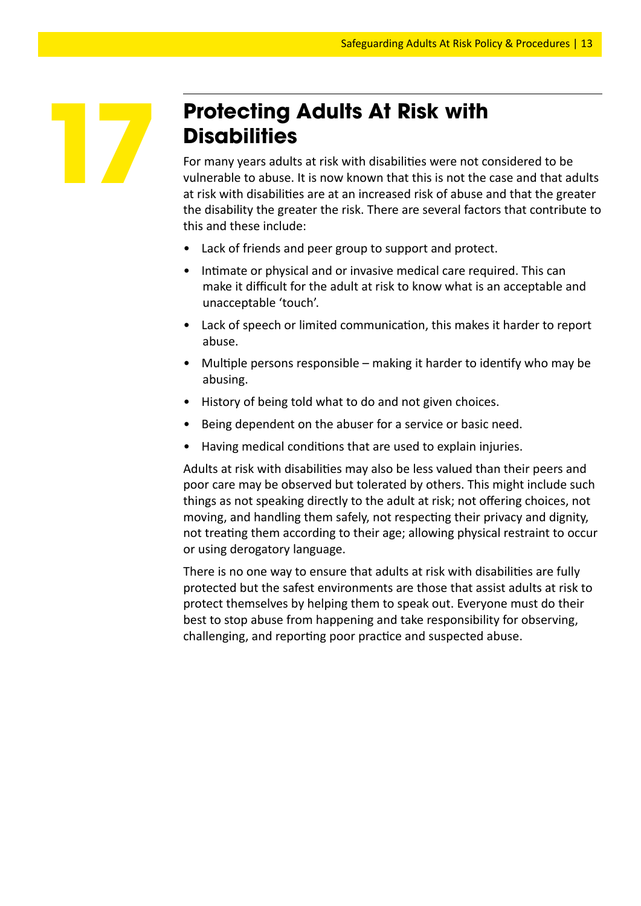# 17 Protecting Adults At Risk with Disabilities

For many years adults at risk with disabilities were not considered to be vulnerable to abuse. It is now known that this is not the case and that adults at risk with disabilities are at an increased risk of abuse and that the greater the disability the greater the risk. There are several factors that contribute to this and these include:

- Lack of friends and peer group to support and protect.
- Intimate or physical and or invasive medical care required. This can make it difficult for the adult at risk to know what is an acceptable and unacceptable 'touch'.
- Lack of speech or limited communication, this makes it harder to report abuse.
- Multiple persons responsible – making it harder to identify who may be abusing.
- History of being told what to do and not given choices.
- Being dependent on the abuser for a service or basic need.
- Having medical conditions that are used to explain injuries.

Adults at risk with disabilities may also be less valued than their peers and poor care may be observed but tolerated by others. This might include such things as not speaking directly to the adult at risk; not offering choices, not moving, and handling them safely, not respecting their privacy and dignity, not treating them according to their age; allowing physical restraint to occur or using derogatory language.

There is no one way to ensure that adults at risk with disabilities are fully protected but the safest environments are those that assist adults at risk to protect themselves by helping them to speak out. Everyone must do their best to stop abuse from happening and take responsibility for observing, challenging, and reporting poor practice and suspected abuse.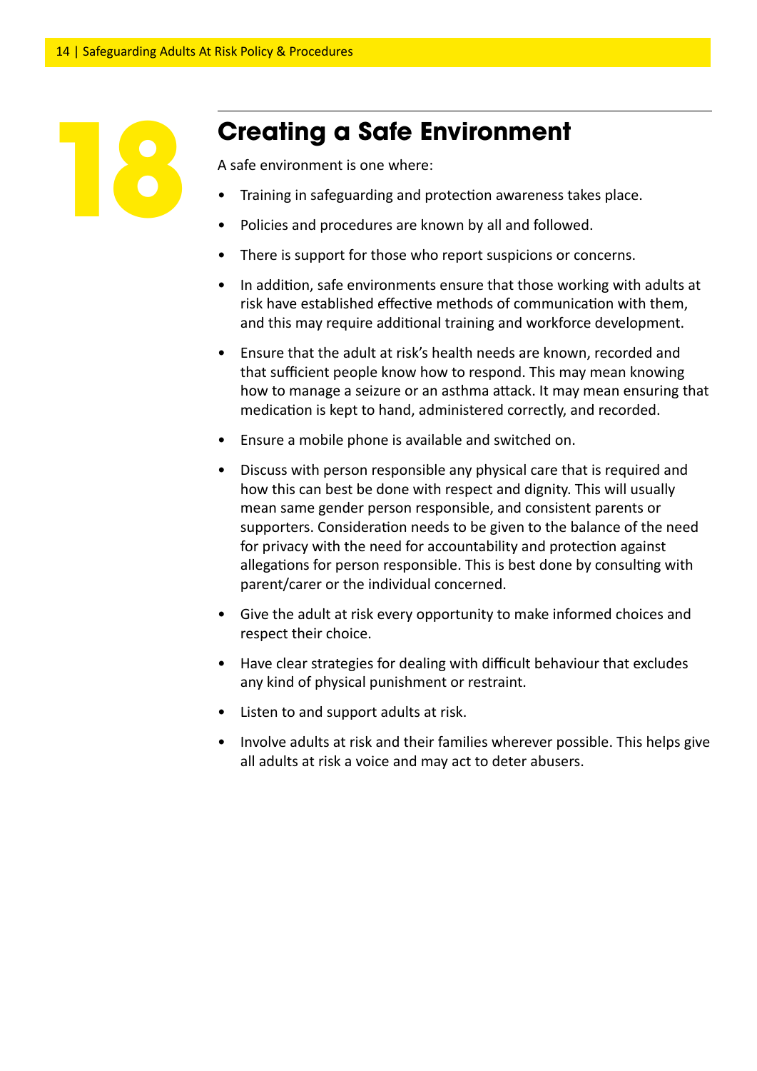# 18 Creating a Safe Environment

A safe environment is one where:

- Training in safeguarding and protection awareness takes place.
- Policies and procedures are known by all and followed.
- There is support for those who report suspicions or concerns.
- In addition, safe environments ensure that those working with adults at risk have established effective methods of communication with them, and this may require additional training and workforce development.
- Ensure that the adult at risk's health needs are known, recorded and that sufficient people know how to respond. This may mean knowing how to manage a seizure or an asthma attack. It may mean ensuring that medication is kept to hand, administered correctly, and recorded.
- Ensure a mobile phone is available and switched on.
- Discuss with person responsible any physical care that is required and how this can best be done with respect and dignity. This will usually mean same gender person responsible, and consistent parents or supporters. Consideration needs to be given to the balance of the need for privacy with the need for accountability and protection against allegations for person responsible. This is best done by consulting with parent/carer or the individual concerned.
- Give the adult at risk every opportunity to make informed choices and respect their choice.
- Have clear strategies for dealing with difficult behaviour that excludes any kind of physical punishment or restraint.
- Listen to and support adults at risk.
- Involve adults at risk and their families wherever possible. This helps give all adults at risk a voice and may act to deter abusers.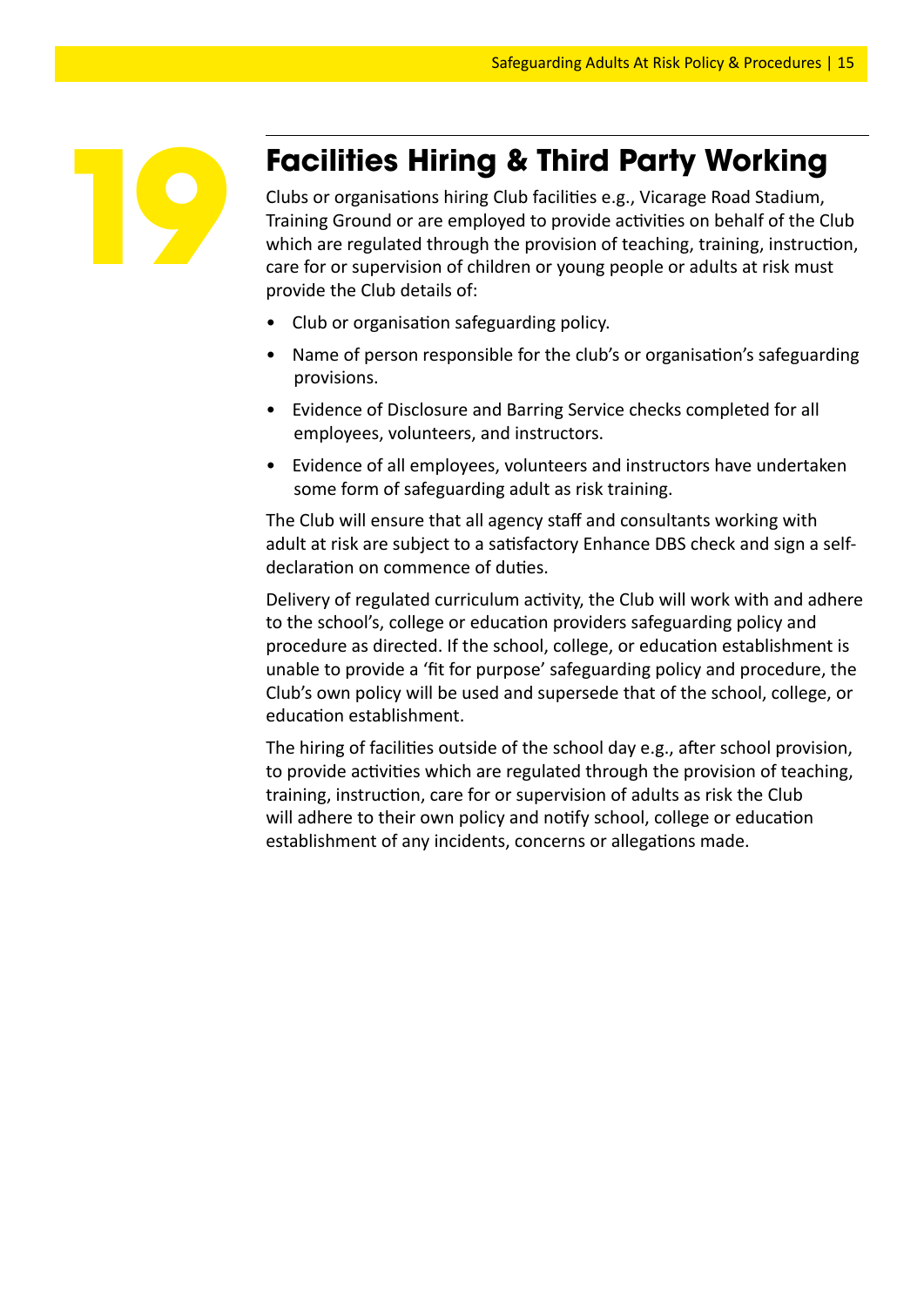# 19 Facilities Hiring & Third Party Working

Clubs or organisations hiring Club facilities e.g., Vicarage Road Stadium, Training Ground or are employed to provide activities on behalf of the Club which are regulated through the provision of teaching, training, instruction, care for or supervision of children or young people or adults at risk must provide the Club details of:

- Club or organisation safeguarding policy.
- Name of person responsible for the club's or organisation's safeguarding provisions.
- Evidence of Disclosure and Barring Service checks completed for all employees, volunteers, and instructors.
- Evidence of all employees, volunteers and instructors have undertaken some form of safeguarding adult as risk training.

The Club will ensure that all agency staff and consultants working with adult at risk are subject to a satisfactory Enhance DBS check and sign a self-declaration on commence of duties.

Delivery of regulated curriculum activity, the Club will work with and adhere to the school's, college or education providers safeguarding policy and procedure as directed. If the school, college, or education establishment is unable to provide a 'fit for purpose' safeguarding policy and procedure, the Club's own policy will be used and supersede that of the school, college, or education establishment.

The hiring of facilities outside of the school day e.g., after school provision, to provide activities which are regulated through the provision of teaching, training, instruction, care for or supervision of adults as risk the Club will adhere to their own policy and notify school, college or education establishment of any incidents, concerns or allegations made.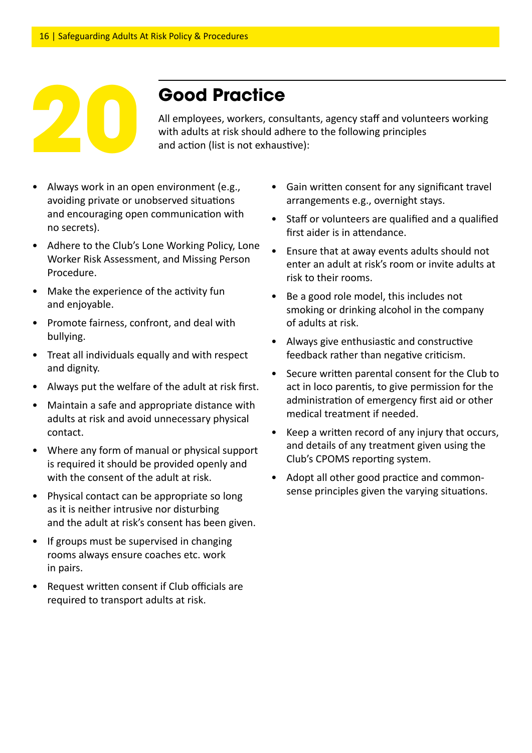# 20 Good Practice

All employees, workers, consultants, agency staff and volunteers working with adults at risk should adhere to the following principles and action (list is not exhaustive):

- Always work in an open environment (e.g., avoiding private or unobserved situations and encouraging open communication with no secrets).
- Adhere to the Club's Lone Working Policy, Lone Worker Risk Assessment, and Missing Person Procedure.
- Make the experience of the activity fun and enjoyable.
- Promote fairness, confront, and deal with bullying.
- Treat all individuals equally and with respect and dignity.
- Always put the welfare of the adult at risk first.
- Maintain a safe and appropriate distance with adults at risk and avoid unnecessary physical contact.
- Where any form of manual or physical support is required it should be provided openly and with the consent of the adult at risk.
- Physical contact can be appropriate so long as it is neither intrusive nor disturbing and the adult at risk's consent has been given.
- If groups must be supervised in changing rooms always ensure coaches etc. work in pairs.
- Request written consent if Club officials are required to transport adults at risk.
- Gain written consent for any significant travel arrangements e.g., overnight stays.
- Staff or volunteers are qualified and a qualified first aider is in attendance.
- Ensure that at away events adults should not enter an adult at risk's room or invite adults at risk to their rooms.
- Be a good role model, this includes not smoking or drinking alcohol in the company of adults at risk.
- Always give enthusiastic and constructive feedback rather than negative criticism.
- Secure written parental consent for the Club to act in loco parentis, to give permission for the administration of emergency first aid or other medical treatment if needed.
- Keep a written record of any injury that occurs, and details of any treatment given using the Club's CPOMS reporting system.
- Adopt all other good practice and common-sense principles given the varying situations.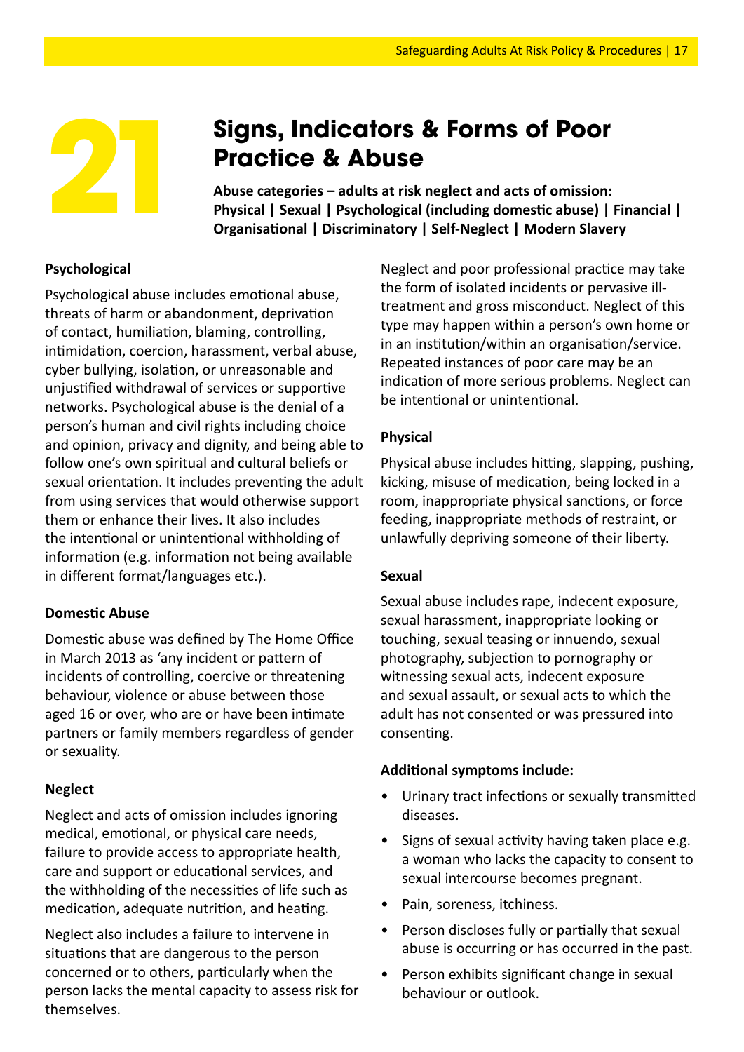# 21 Signs, Indicators & Forms of Poor Practice & Abuse

**Abuse categories – adults at risk neglect and acts of omission: Physical | Sexual | Psychological (including domestic abuse) | Financial | Organisational | Discriminatory | Self-Neglect | Modern Slavery**

**Psychological**

Psychological abuse includes emotional abuse, threats of harm or abandonment, deprivation of contact, humiliation, blaming, controlling, intimidation, coercion, harassment, verbal abuse, cyber bullying, isolation, or unreasonable and unjustified withdrawal of services or supportive networks. Psychological abuse is the denial of a person's human and civil rights including choice and opinion, privacy and dignity, and being able to follow one's own spiritual and cultural beliefs or sexual orientation. It includes preventing the adult from using services that would otherwise support them or enhance their lives. It also includes the intentional or unintentional withholding of information (e.g. information not being available in different format/languages etc.).

**Domestic Abuse**

Domestic abuse was defined by The Home Office in March 2013 as 'any incident or pattern of incidents of controlling, coercive or threatening behaviour, violence or abuse between those aged 16 or over, who are or have been intimate partners or family members regardless of gender or sexuality.

**Neglect**

Neglect and acts of omission includes ignoring medical, emotional, or physical care needs, failure to provide access to appropriate health, care and support or educational services, and the withholding of the necessities of life such as medication, adequate nutrition, and heating.

Neglect also includes a failure to intervene in situations that are dangerous to the person concerned or to others, particularly when the person lacks the mental capacity to assess risk for themselves.

Neglect and poor professional practice may take the form of isolated incidents or pervasive ill-treatment and gross misconduct. Neglect of this type may happen within a person's own home or in an institution/within an organisation/service. Repeated instances of poor care may be an indication of more serious problems. Neglect can be intentional or unintentional.

**Physical**

Physical abuse includes hitting, slapping, pushing, kicking, misuse of medication, being locked in a room, inappropriate physical sanctions, or force feeding, inappropriate methods of restraint, or unlawfully depriving someone of their liberty.

**Sexual**

Sexual abuse includes rape, indecent exposure, sexual harassment, inappropriate looking or touching, sexual teasing or innuendo, sexual photography, subjection to pornography or witnessing sexual acts, indecent exposure and sexual assault, or sexual acts to which the adult has not consented or was pressured into consenting.

**Additional symptoms include:**

- Urinary tract infections or sexually transmitted diseases.
- Signs of sexual activity having taken place e.g. a woman who lacks the capacity to consent to sexual intercourse becomes pregnant.
- Pain, soreness, itchiness.
- Person discloses fully or partially that sexual abuse is occurring or has occurred in the past.
- Person exhibits significant change in sexual behaviour or outlook.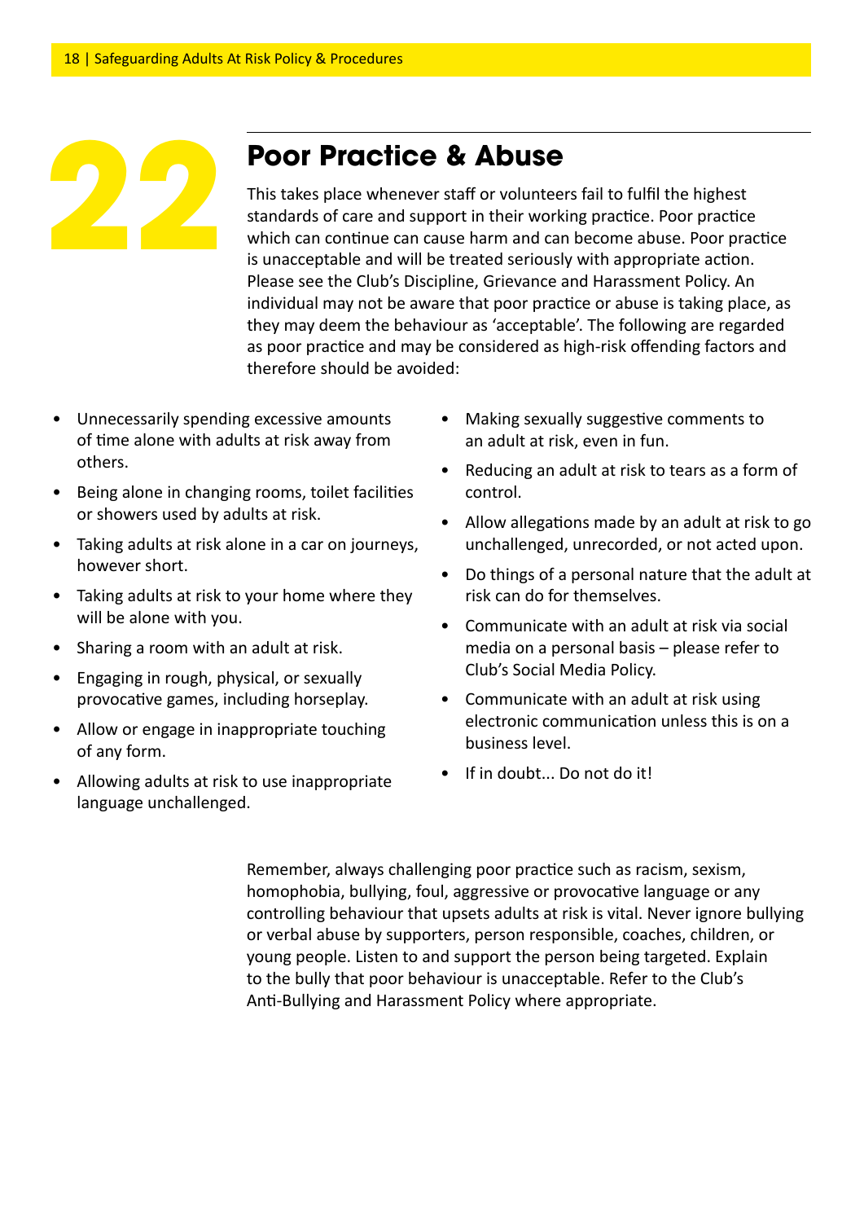# 22 Poor Practice & Abuse

This takes place whenever staff or volunteers fail to fulfil the highest standards of care and support in their working practice. Poor practice which can continue can cause harm and can become abuse. Poor practice is unacceptable and will be treated seriously with appropriate action. Please see the Club's Discipline, Grievance and Harassment Policy. An individual may not be aware that poor practice or abuse is taking place, as they may deem the behaviour as 'acceptable'. The following are regarded as poor practice and may be considered as high-risk offending factors and therefore should be avoided:

- Unnecessarily spending excessive amounts of time alone with adults at risk away from others.
- Being alone in changing rooms, toilet facilities or showers used by adults at risk.
- Taking adults at risk alone in a car on journeys, however short.
- Taking adults at risk to your home where they will be alone with you.
- Sharing a room with an adult at risk.
- Engaging in rough, physical, or sexually provocative games, including horseplay.
- Allow or engage in inappropriate touching of any form.
- Allowing adults at risk to use inappropriate language unchallenged.
- Making sexually suggestive comments to an adult at risk, even in fun.
- Reducing an adult at risk to tears as a form of control.
- Allow allegations made by an adult at risk to go unchallenged, unrecorded, or not acted upon.
- Do things of a personal nature that the adult at risk can do for themselves.
- Communicate with an adult at risk via social media on a personal basis – please refer to Club's Social Media Policy.
- Communicate with an adult at risk using electronic communication unless this is on a business level.
- If in doubt... Do not do it!

Remember, always challenging poor practice such as racism, sexism, homophobia, bullying, foul, aggressive or provocative language or any controlling behaviour that upsets adults at risk is vital. Never ignore bullying or verbal abuse by supporters, person responsible, coaches, children, or young people. Listen to and support the person being targeted. Explain to the bully that poor behaviour is unacceptable. Refer to the Club's Anti-Bullying and Harassment Policy where appropriate.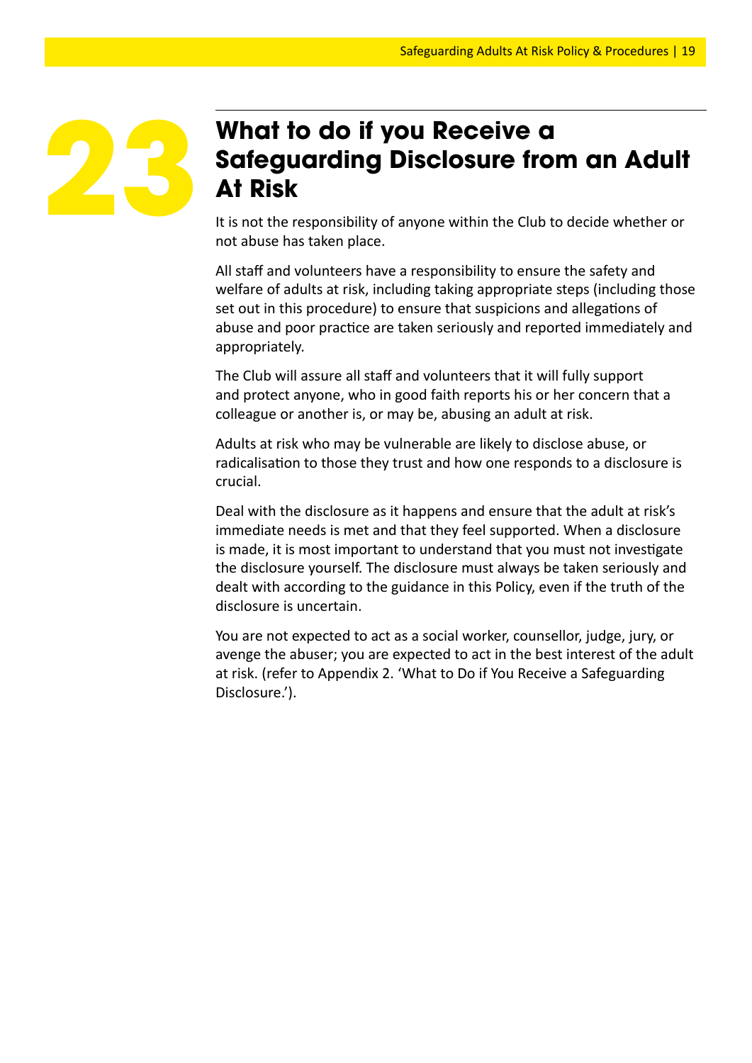# 23 What to do if you Receive a Safeguarding Disclosure from an Adult At Risk

It is not the responsibility of anyone within the Club to decide whether or not abuse has taken place.

All staff and volunteers have a responsibility to ensure the safety and welfare of adults at risk, including taking appropriate steps (including those set out in this procedure) to ensure that suspicions and allegations of abuse and poor practice are taken seriously and reported immediately and appropriately.

The Club will assure all staff and volunteers that it will fully support and protect anyone, who in good faith reports his or her concern that a colleague or another is, or may be, abusing an adult at risk.

Adults at risk who may be vulnerable are likely to disclose abuse, or radicalisation to those they trust and how one responds to a disclosure is crucial.

Deal with the disclosure as it happens and ensure that the adult at risk's immediate needs is met and that they feel supported. When a disclosure is made, it is most important to understand that you must not investigate the disclosure yourself. The disclosure must always be taken seriously and dealt with according to the guidance in this Policy, even if the truth of the disclosure is uncertain.

You are not expected to act as a social worker, counsellor, judge, jury, or avenge the abuser; you are expected to act in the best interest of the adult at risk. (refer to Appendix 2. 'What to Do if You Receive a Safeguarding Disclosure.').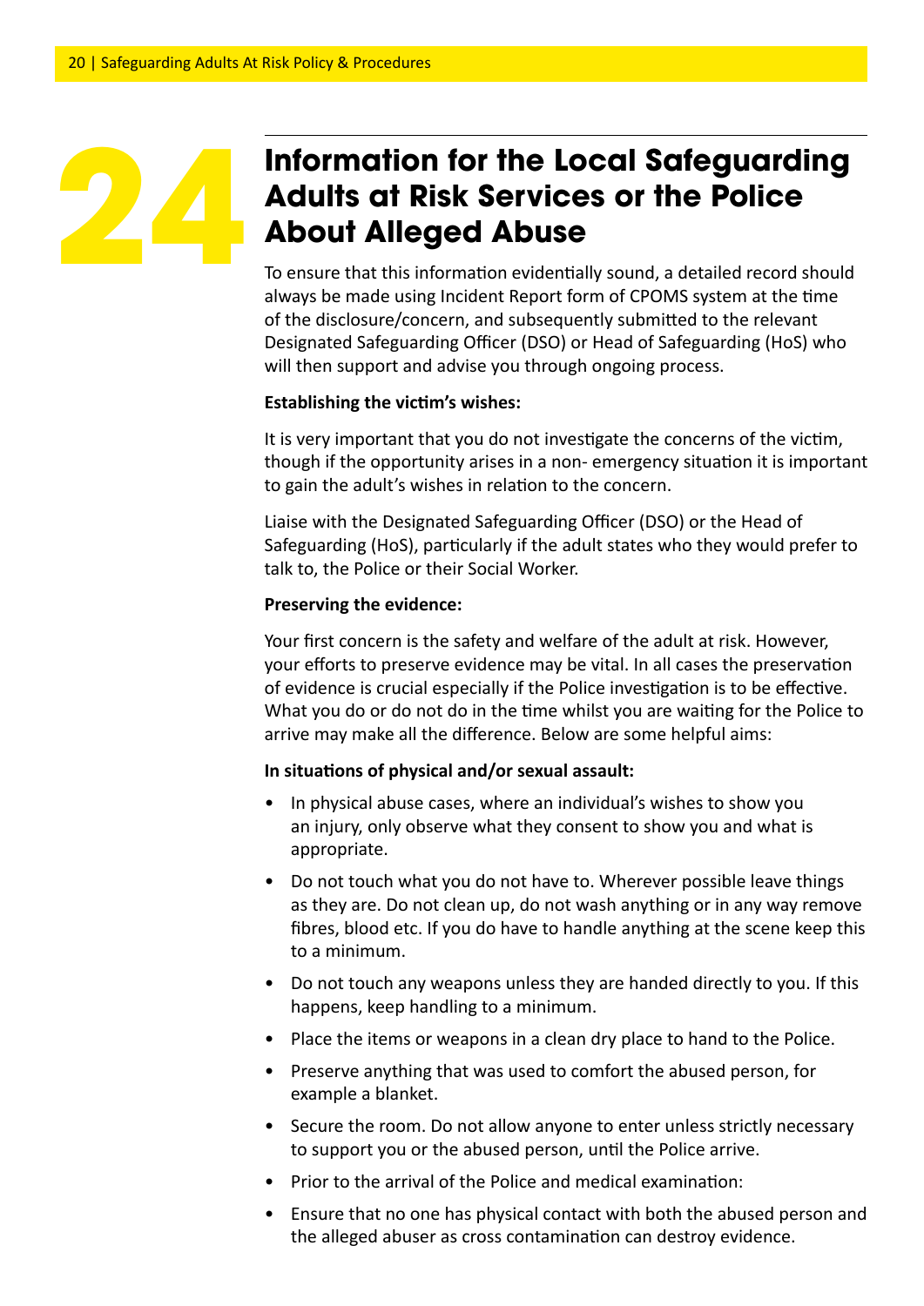# 24 Information for the Local Safeguarding Adults at Risk Services or the Police About Alleged Abuse

To ensure that this information evidentially sound, a detailed record should always be made using Incident Report form of CPOMS system at the time of the disclosure/concern, and subsequently submitted to the relevant Designated Safeguarding Officer (DSO) or Head of Safeguarding (HoS) who will then support and advise you through ongoing process.

**Establishing the victim's wishes:**

It is very important that you do not investigate the concerns of the victim, though if the opportunity arises in a non- emergency situation it is important to gain the adult's wishes in relation to the concern.

Liaise with the Designated Safeguarding Officer (DSO) or the Head of Safeguarding (HoS), particularly if the adult states who they would prefer to talk to, the Police or their Social Worker.

**Preserving the evidence:**

Your first concern is the safety and welfare of the adult at risk. However, your efforts to preserve evidence may be vital. In all cases the preservation of evidence is crucial especially if the Police investigation is to be effective. What you do or do not do in the time whilst you are waiting for the Police to arrive may make all the difference. Below are some helpful aims:

**In situations of physical and/or sexual assault:**

- In physical abuse cases, where an individual's wishes to show you an injury, only observe what they consent to show you and what is appropriate.
- Do not touch what you do not have to. Wherever possible leave things as they are. Do not clean up, do not wash anything or in any way remove fibres, blood etc. If you do have to handle anything at the scene keep this to a minimum.
- Do not touch any weapons unless they are handed directly to you. If this happens, keep handling to a minimum.
- Place the items or weapons in a clean dry place to hand to the Police.
- Preserve anything that was used to comfort the abused person, for example a blanket.
- Secure the room. Do not allow anyone to enter unless strictly necessary to support you or the abused person, until the Police arrive.
- Prior to the arrival of the Police and medical examination:
- Ensure that no one has physical contact with both the abused person and the alleged abuser as cross contamination can destroy evidence.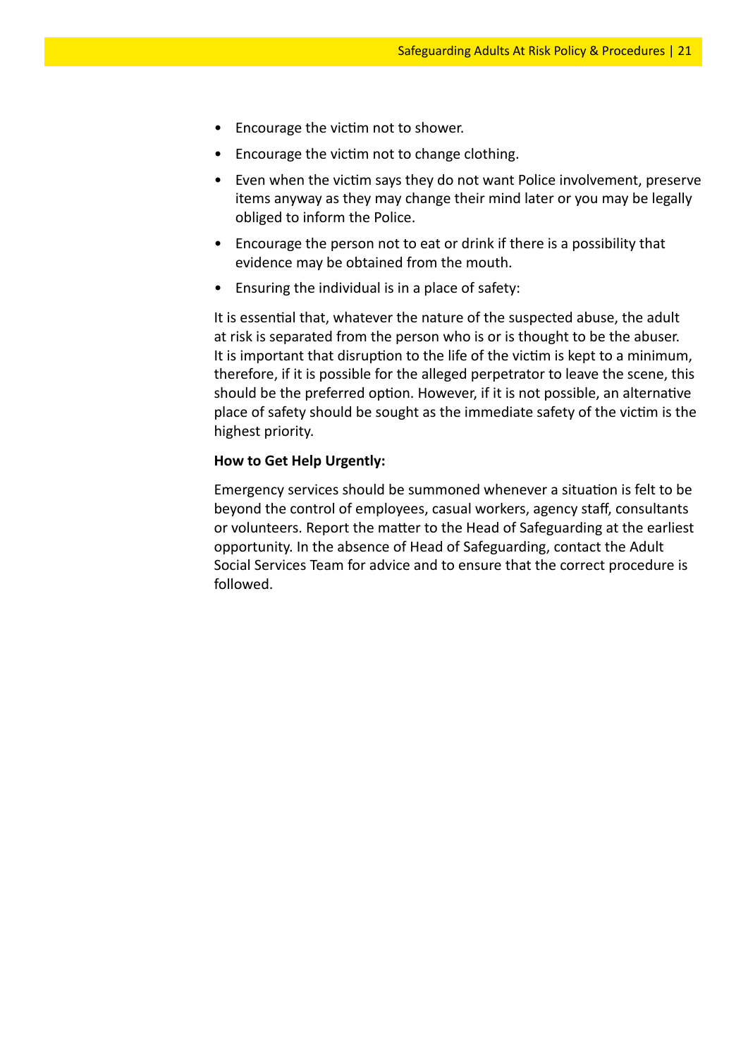- Encourage the victim not to shower.
- Encourage the victim not to change clothing.
- Even when the victim says they do not want Police involvement, preserve items anyway as they may change their mind later or you may be legally obliged to inform the Police.
- Encourage the person not to eat or drink if there is a possibility that evidence may be obtained from the mouth.
- Ensuring the individual is in a place of safety:

It is essential that, whatever the nature of the suspected abuse, the adult at risk is separated from the person who is or is thought to be the abuser. It is important that disruption to the life of the victim is kept to a minimum, therefore, if it is possible for the alleged perpetrator to leave the scene, this should be the preferred option. However, if it is not possible, an alternative place of safety should be sought as the immediate safety of the victim is the highest priority.

**How to Get Help Urgently:**

Emergency services should be summoned whenever a situation is felt to be beyond the control of employees, casual workers, agency staff, consultants or volunteers. Report the matter to the Head of Safeguarding at the earliest opportunity. In the absence of Head of Safeguarding, contact the Adult Social Services Team for advice and to ensure that the correct procedure is followed.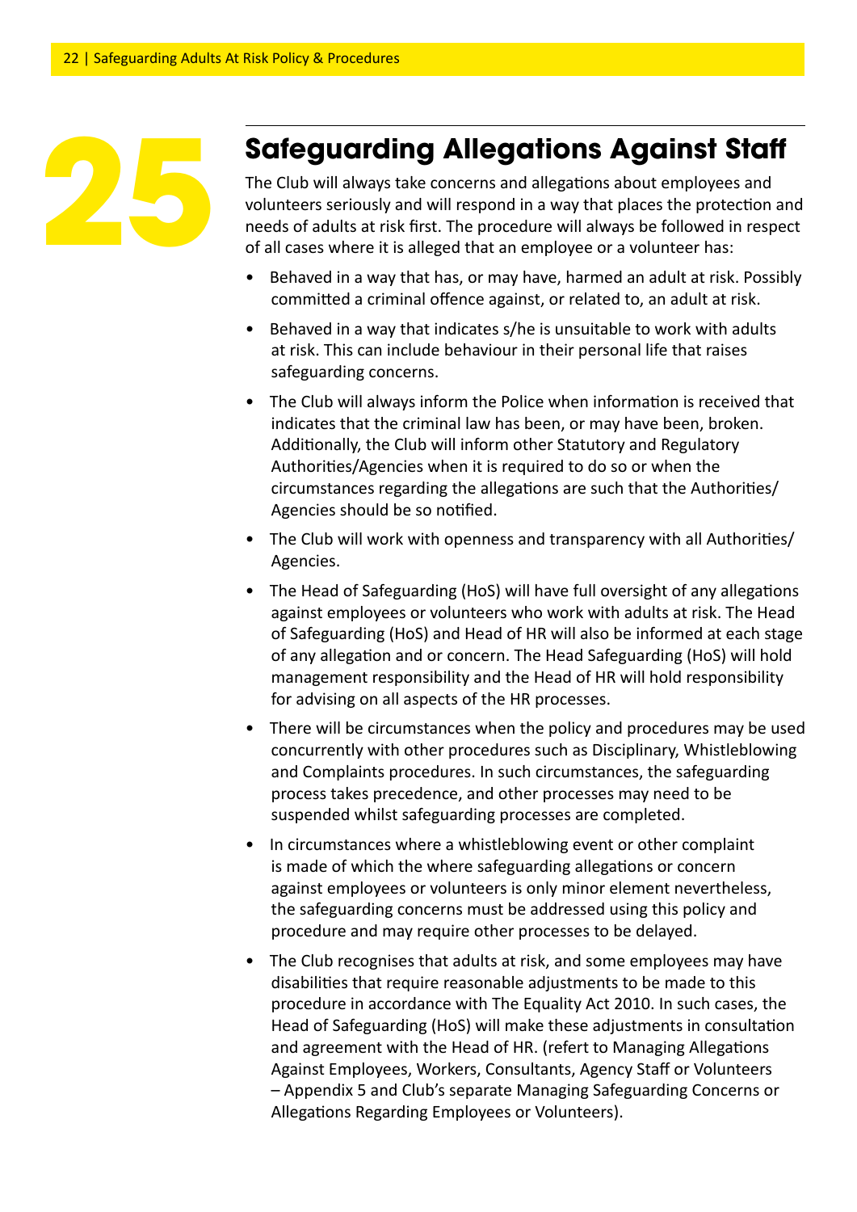# 25 Safeguarding Allegations Against Staff

The Club will always take concerns and allegations about employees and volunteers seriously and will respond in a way that places the protection and needs of adults at risk first. The procedure will always be followed in respect of all cases where it is alleged that an employee or a volunteer has:

- Behaved in a way that has, or may have, harmed an adult at risk. Possibly committed a criminal offence against, or related to, an adult at risk.
- Behaved in a way that indicates s/he is unsuitable to work with adults at risk. This can include behaviour in their personal life that raises safeguarding concerns.
- The Club will always inform the Police when information is received that indicates that the criminal law has been, or may have been, broken. Additionally, the Club will inform other Statutory and Regulatory Authorities/Agencies when it is required to do so or when the circumstances regarding the allegations are such that the Authorities/ Agencies should be so notified.
- The Club will work with openness and transparency with all Authorities/ Agencies.
- The Head of Safeguarding (HoS) will have full oversight of any allegations against employees or volunteers who work with adults at risk. The Head of Safeguarding (HoS) and Head of HR will also be informed at each stage of any allegation and or concern. The Head Safeguarding (HoS) will hold management responsibility and the Head of HR will hold responsibility for advising on all aspects of the HR processes.
- There will be circumstances when the policy and procedures may be used concurrently with other procedures such as Disciplinary, Whistleblowing and Complaints procedures. In such circumstances, the safeguarding process takes precedence, and other processes may need to be suspended whilst safeguarding processes are completed.
- In circumstances where a whistleblowing event or other complaint is made of which the where safeguarding allegations or concern against employees or volunteers is only minor element nevertheless, the safeguarding concerns must be addressed using this policy and procedure and may require other processes to be delayed.
- The Club recognises that adults at risk, and some employees may have disabilities that require reasonable adjustments to be made to this procedure in accordance with The Equality Act 2010. In such cases, the Head of Safeguarding (HoS) will make these adjustments in consultation and agreement with the Head of HR. (refer to Managing Allegations Against Employees, Workers, Consultants, Agency Staff or Volunteers – Appendix 5 and Club's separate Managing Safeguarding Concerns or Allegations Regarding Employees or Volunteers).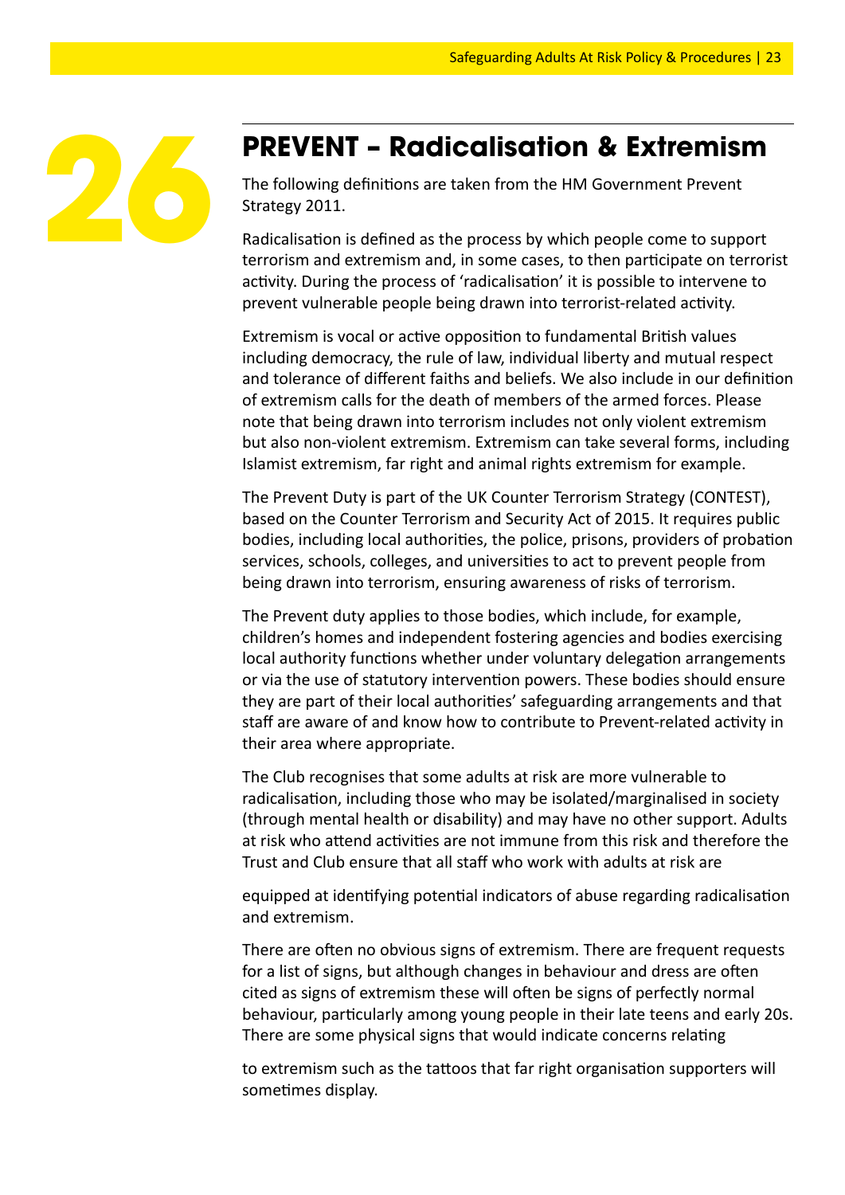# 26 PREVENT – Radicalisation & Extremism

The following definitions are taken from the HM Government Prevent Strategy 2011.

Radicalisation is defined as the process by which people come to support terrorism and extremism and, in some cases, to then participate on terrorist activity. During the process of 'radicalisation' it is possible to intervene to prevent vulnerable people being drawn into terrorist-related activity.

Extremism is vocal or active opposition to fundamental British values including democracy, the rule of law, individual liberty and mutual respect and tolerance of different faiths and beliefs. We also include in our definition of extremism calls for the death of members of the armed forces. Please note that being drawn into terrorism includes not only violent extremism but also non-violent extremism. Extremism can take several forms, including Islamist extremism, far right and animal rights extremism for example.

The Prevent Duty is part of the UK Counter Terrorism Strategy (CONTEST), based on the Counter Terrorism and Security Act of 2015. It requires public bodies, including local authorities, the police, prisons, providers of probation services, schools, colleges, and universities to act to prevent people from being drawn into terrorism, ensuring awareness of risks of terrorism.

The Prevent duty applies to those bodies, which include, for example, children's homes and independent fostering agencies and bodies exercising local authority functions whether under voluntary delegation arrangements or via the use of statutory intervention powers. These bodies should ensure they are part of their local authorities' safeguarding arrangements and that staff are aware of and know how to contribute to Prevent-related activity in their area where appropriate.

The Club recognises that some adults at risk are more vulnerable to radicalisation, including those who may be isolated/marginalised in society (through mental health or disability) and may have no other support. Adults at risk who attend activities are not immune from this risk and therefore the Trust and Club ensure that all staff who work with adults at risk are equipped at identifying potential indicators of abuse regarding radicalisation and extremism.

There are often no obvious signs of extremism. There are frequent requests for a list of signs, but although changes in behaviour and dress are often cited as signs of extremism these will often be signs of perfectly normal behaviour, particularly among young people in their late teens and early 20s. There are some physical signs that would indicate concerns relating to extremism such as the tattoos that far right organisation supporters will sometimes display.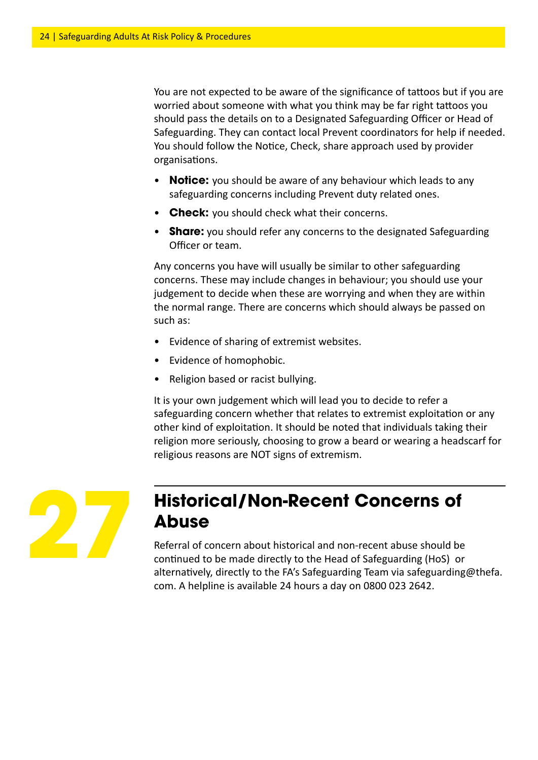You are not expected to be aware of the significance of tattoos but if you are worried about someone with what you think may be far right tattoos you should pass the details on to a Designated Safeguarding Officer or Head of Safeguarding. They can contact local Prevent coordinators for help if needed. You should follow the Notice, Check, share approach used by provider organisations.

- **Notice:** you should be aware of any behaviour which leads to any safeguarding concerns including Prevent duty related ones.
- **Check:** you should check what their concerns.
- **Share:** you should refer any concerns to the designated Safeguarding Officer or team.

Any concerns you have will usually be similar to other safeguarding concerns. These may include changes in behaviour; you should use your judgement to decide when these are worrying and when they are within the normal range. There are concerns which should always be passed on such as:

- Evidence of sharing of extremist websites.
- Evidence of homophobic.
- Religion based or racist bullying.

It is your own judgement which will lead you to decide to refer a safeguarding concern whether that relates to extremist exploitation or any other kind of exploitation. It should be noted that individuals taking their religion more seriously, choosing to grow a beard or wearing a headscarf for religious reasons are NOT signs of extremism.

# 27 Historical/Non-Recent Concerns of Abuse

Referral of concern about historical and non-recent abuse should be continued to be made directly to the Head of Safeguarding (HoS) or alternatively, directly to the FA's Safeguarding Team via safeguarding@thefa.com. A helpline is available 24 hours a day on 0800 023 2642.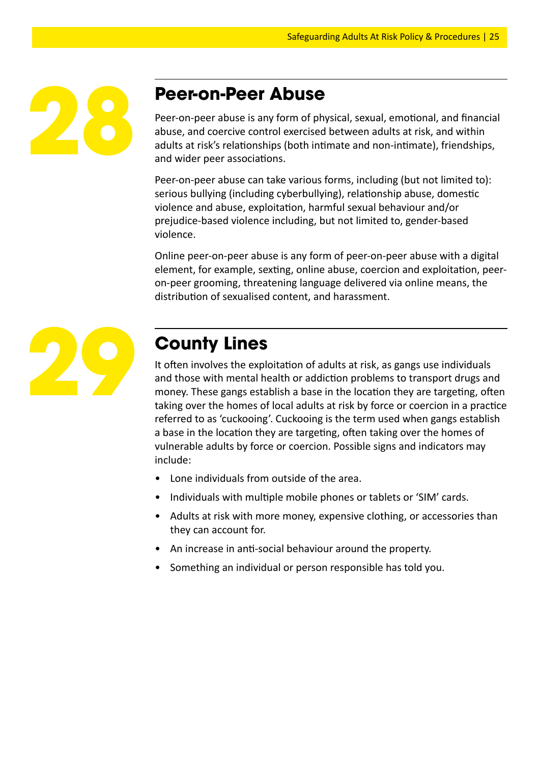## 28 Peer-on-Peer Abuse

Peer-on-peer abuse is any form of physical, sexual, emotional, and financial abuse, and coercive control exercised between adults at risk, and within adults at risk's relationships (both intimate and non-intimate), friendships, and wider peer associations.

Peer-on-peer abuse can take various forms, including (but not limited to): serious bullying (including cyberbullying), relationship abuse, domestic violence and abuse, exploitation, harmful sexual behaviour and/or prejudice-based violence including, but not limited to, gender-based violence.

Online peer-on-peer abuse is any form of peer-on-peer abuse with a digital element, for example, sexting, online abuse, coercion and exploitation, peer-on-peer grooming, threatening language delivered via online means, the distribution of sexualised content, and harassment.

## 29 County Lines

It often involves the exploitation of adults at risk, as gangs use individuals and those with mental health or addiction problems to transport drugs and money. These gangs establish a base in the location they are targeting, often taking over the homes of local adults at risk by force or coercion in a practice referred to as 'cuckooing'. Cuckooing is the term used when gangs establish a base in the location they are targeting, often taking over the homes of vulnerable adults by force or coercion. Possible signs and indicators may include:

- Lone individuals from outside of the area.
- Individuals with multiple mobile phones or tablets or 'SIM' cards.
- Adults at risk with more money, expensive clothing, or accessories than they can account for.
- An increase in anti-social behaviour around the property.
- Something an individual or person responsible has told you.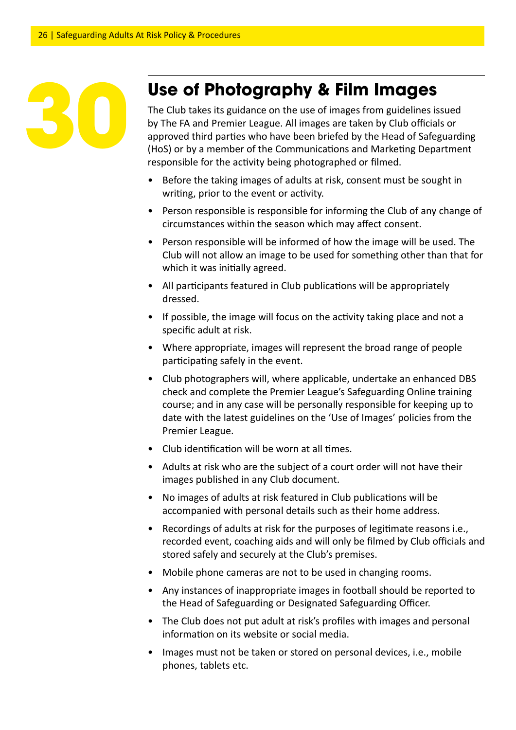# 30 Use of Photography & Film Images

The Club takes its guidance on the use of images from guidelines issued by The FA and Premier League. All images are taken by Club officials or approved third parties who have been briefed by the Head of Safeguarding (HoS) or by a member of the Communications and Marketing Department responsible for the activity being photographed or filmed.

- Before the taking images of adults at risk, consent must be sought in writing, prior to the event or activity.
- Person responsible is responsible for informing the Club of any change of circumstances within the season which may affect consent.
- Person responsible will be informed of how the image will be used. The Club will not allow an image to be used for something other than that for which it was initially agreed.
- All participants featured in Club publications will be appropriately dressed.
- If possible, the image will focus on the activity taking place and not a specific adult at risk.
- Where appropriate, images will represent the broad range of people participating safely in the event.
- Club photographers will, where applicable, undertake an enhanced DBS check and complete the Premier League's Safeguarding Online training course; and in any case will be personally responsible for keeping up to date with the latest guidelines on the 'Use of Images' policies from the Premier League.
- Club identification will be worn at all times.
- Adults at risk who are the subject of a court order will not have their images published in any Club document.
- No images of adults at risk featured in Club publications will be accompanied with personal details such as their home address.
- Recordings of adults at risk for the purposes of legitimate reasons i.e., recorded event, coaching aids and will only be filmed by Club officials and stored safely and securely at the Club's premises.
- Mobile phone cameras are not to be used in changing rooms.
- Any instances of inappropriate images in football should be reported to the Head of Safeguarding or Designated Safeguarding Officer.
- The Club does not put adult at risk's profiles with images and personal information on its website or social media.
- Images must not be taken or stored on personal devices, i.e., mobile phones, tablets etc.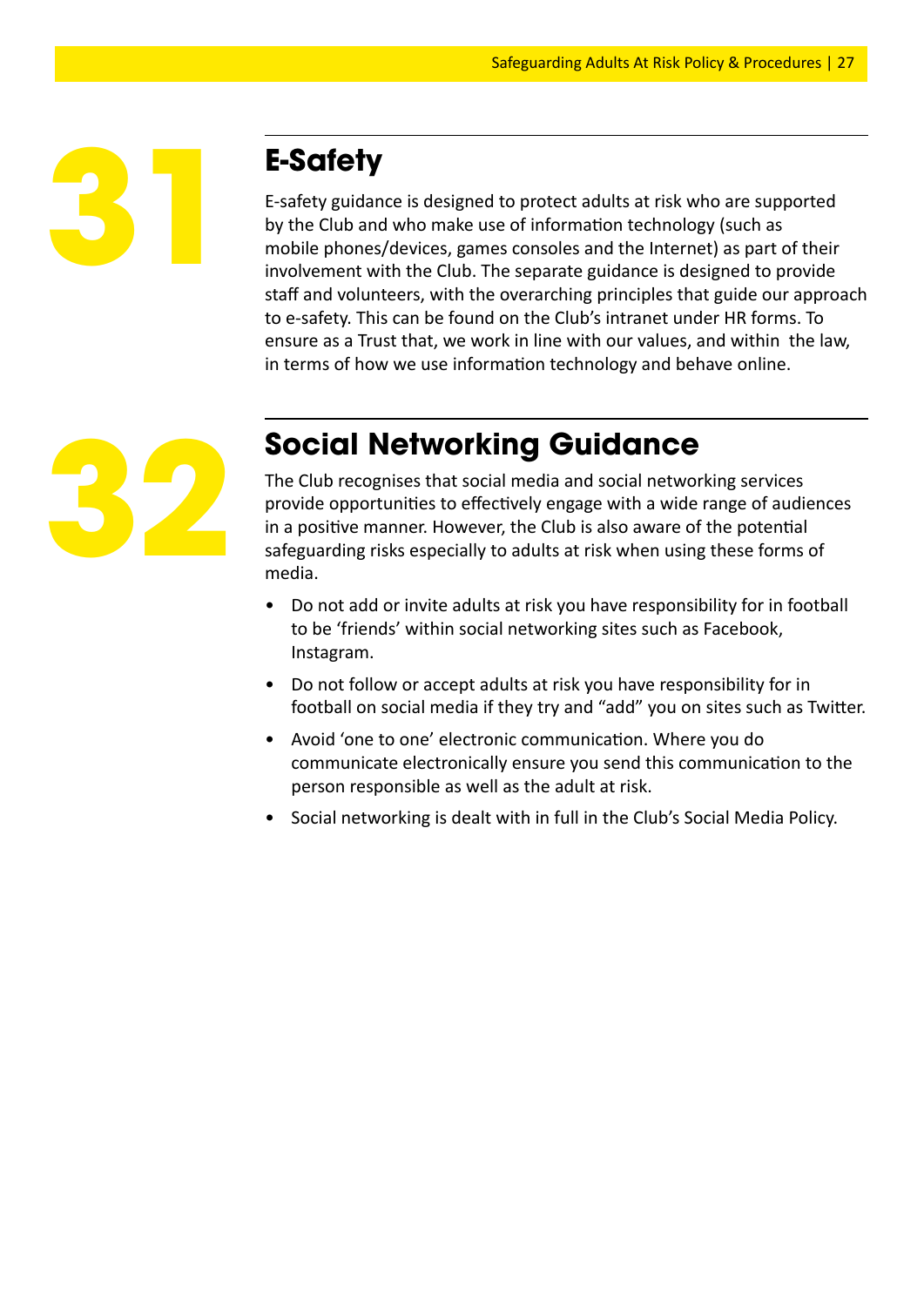## 31 E-Safety

E-safety guidance is designed to protect adults at risk who are supported by the Club and who make use of information technology (such as mobile phones/devices, games consoles and the Internet) as part of their involvement with the Club. The separate guidance is designed to provide staff and volunteers, with the overarching principles that guide our approach to e-safety. This can be found on the Club's intranet under HR forms. To ensure as a Trust that, we work in line with our values, and within the law, in terms of how we use information technology and behave online.

## 32 Social Networking Guidance

The Club recognises that social media and social networking services provide opportunities to effectively engage with a wide range of audiences in a positive manner. However, the Club is also aware of the potential safeguarding risks especially to adults at risk when using these forms of media.

- Do not add or invite adults at risk you have responsibility for in football to be 'friends' within social networking sites such as Facebook, Instagram.
- Do not follow or accept adults at risk you have responsibility for in football on social media if they try and "add" you on sites such as Twitter.
- Avoid 'one to one' electronic communication. Where you do communicate electronically ensure you send this communication to the person responsible as well as the adult at risk.
- Social networking is dealt with in full in the Club's Social Media Policy.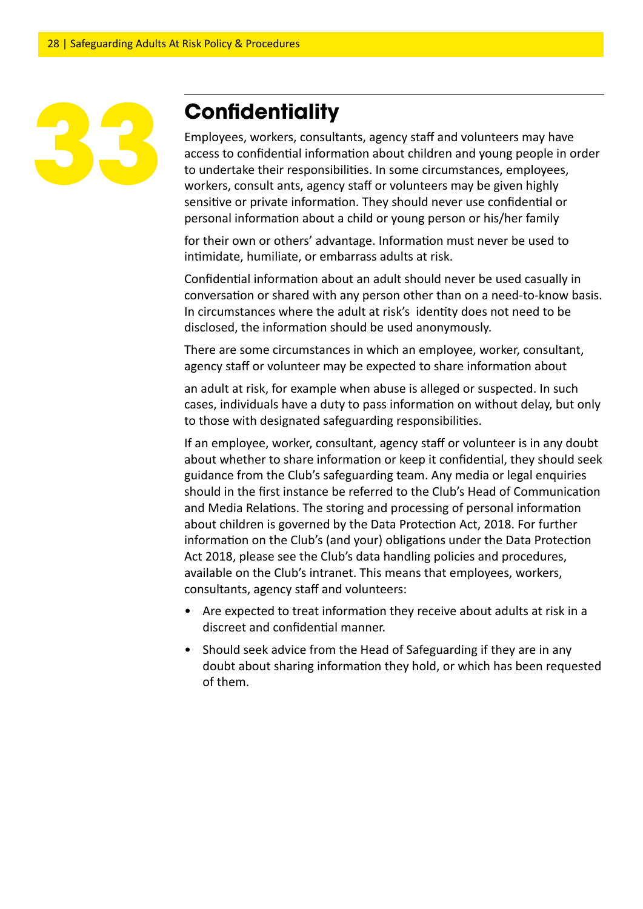# 33 Confidentiality

Employees, workers, consultants, agency staff and volunteers may have access to confidential information about children and young people in order to undertake their responsibilities. In some circumstances, employees, workers, consult ants, agency staff or volunteers may be given highly sensitive or private information. They should never use confidential or personal information about a child or young person or his/her family for their own or others' advantage. Information must never be used to intimidate, humiliate, or embarrass adults at risk.

Confidential information about an adult should never be used casually in conversation or shared with any person other than on a need-to-know basis. In circumstances where the adult at risk's identity does not need to be disclosed, the information should be used anonymously.

There are some circumstances in which an employee, worker, consultant, agency staff or volunteer may be expected to share information about an adult at risk, for example when abuse is alleged or suspected. In such cases, individuals have a duty to pass information on without delay, but only to those with designated safeguarding responsibilities.

If an employee, worker, consultant, agency staff or volunteer is in any doubt about whether to share information or keep it confidential, they should seek guidance from the Club's safeguarding team. Any media or legal enquiries should in the first instance be referred to the Club's Head of Communication and Media Relations. The storing and processing of personal information about children is governed by the Data Protection Act, 2018. For further information on the Club's (and your) obligations under the Data Protection Act 2018, please see the Club's data handling policies and procedures, available on the Club's intranet. This means that employees, workers, consultants, agency staff and volunteers:

- Are expected to treat information they receive about adults at risk in a discreet and confidential manner.
- Should seek advice from the Head of Safeguarding if they are in any doubt about sharing information they hold, or which has been requested of them.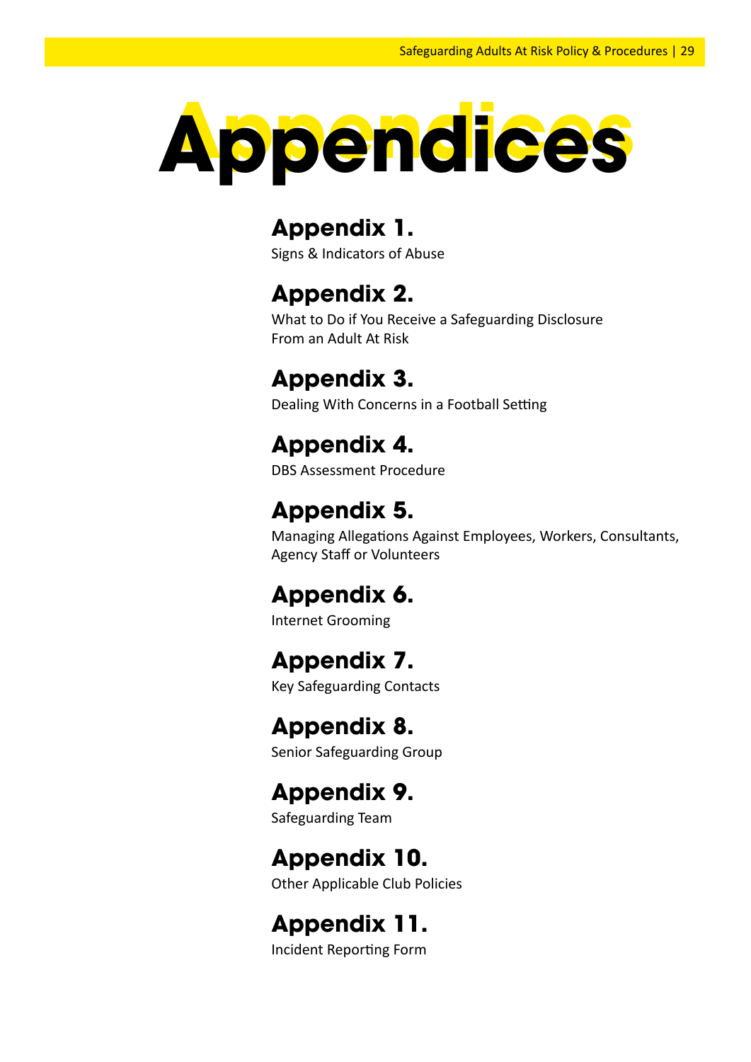# Appendices

## Appendix 1.

Signs & Indicators of Abuse

## Appendix 2.

What to Do if You Receive a Safeguarding Disclosure From an Adult At Risk

## Appendix 3.

Dealing With Concerns in a Football Setting

## Appendix 4.

DBS Assessment Procedure

## Appendix 5.

Managing Allegations Against Employees, Workers, Consultants, Agency Staff or Volunteers

## Appendix 6.

Internet Grooming

## Appendix 7.

Key Safeguarding Contacts

## Appendix 8.

Senior Safeguarding Group

## Appendix 9.

Safeguarding Team

## Appendix 10.

Other Applicable Club Policies

## Appendix 11.

Incident Reporting Form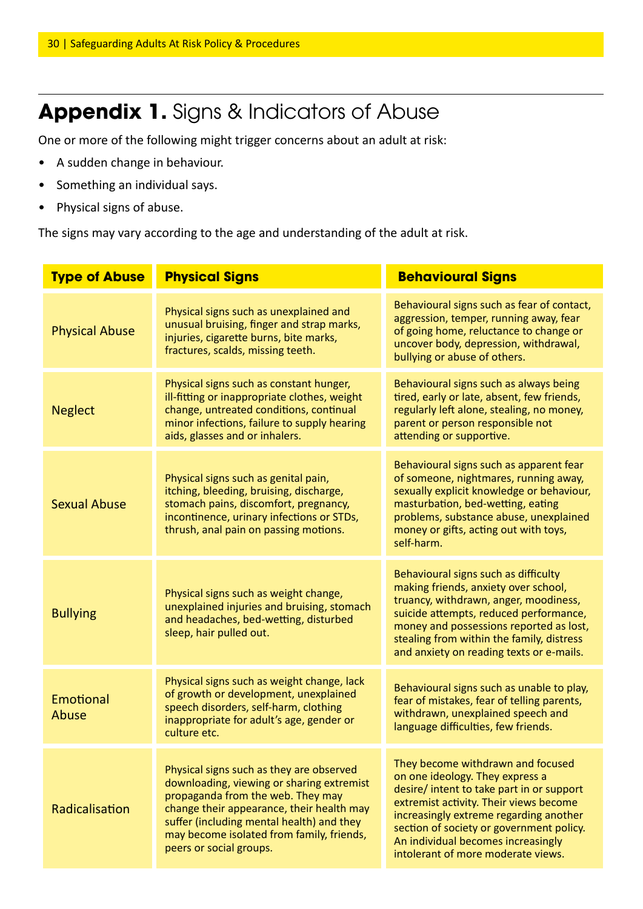# **Appendix 1.** Signs & Indicators of Abuse

One or more of the following might trigger concerns about an adult at risk:

- A sudden change in behaviour.
- Something an individual says.
- Physical signs of abuse.

The signs may vary according to the age and understanding of the adult at risk.

| Type of Abuse | Physical Signs | Behavioural Signs |
|---|---|---|
| Physical Abuse | Physical signs such as unexplained and unusual bruising, finger and strap marks, injuries, cigarette burns, bite marks, fractures, scalds, missing teeth. | Behavioural signs such as fear of contact, aggression, temper, running away, fear of going home, reluctance to change or uncover body, depression, withdrawal, bullying or abuse of others. |
| Neglect | Physical signs such as constant hunger, ill-fitting or inappropriate clothes, weight change, untreated conditions, continual minor infections, failure to supply hearing aids, glasses and or inhalers. | Behavioural signs such as always being tired, early or late, absent, few friends, regularly left alone, stealing, no money, parent or person responsible not attending or supportive. |
| Sexual Abuse | Physical signs such as genital pain, itching, bleeding, bruising, discharge, stomach pains, discomfort, pregnancy, incontinence, urinary infections or STDs, thrush, anal pain on passing motions. | Behavioural signs such as apparent fear of someone, nightmares, running away, sexually explicit knowledge or behaviour, masturbation, bed-wetting, eating problems, substance abuse, unexplained money or gifts, acting out with toys, self-harm. |
| Bullying | Physical signs such as weight change, unexplained injuries and bruising, stomach and headaches, bed-wetting, disturbed sleep, hair pulled out. | Behavioural signs such as difficulty making friends, anxiety over school, truancy, withdrawn, anger, moodiness, suicide attempts, reduced performance, money and possessions reported as lost, stealing from within the family, distress and anxiety on reading texts or e-mails. |
| Emotional Abuse | Physical signs such as weight change, lack of growth or development, unexplained speech disorders, self-harm, clothing inappropriate for adult's age, gender or culture etc. | Behavioural signs such as unable to play, fear of mistakes, fear of telling parents, withdrawn, unexplained speech and language difficulties, few friends. |
| Radicalisation | Physical signs such as they are observed downloading, viewing or sharing extremist propaganda from the web. They may change their appearance, their health may suffer (including mental health) and they may become isolated from family, friends, peers or social groups. | They become withdrawn and focused on one ideology. They express a desire/ intent to take part in or support extremist activity. Their views become increasingly extreme regarding another section of society or government policy. An individual becomes increasingly intolerant of more moderate views. |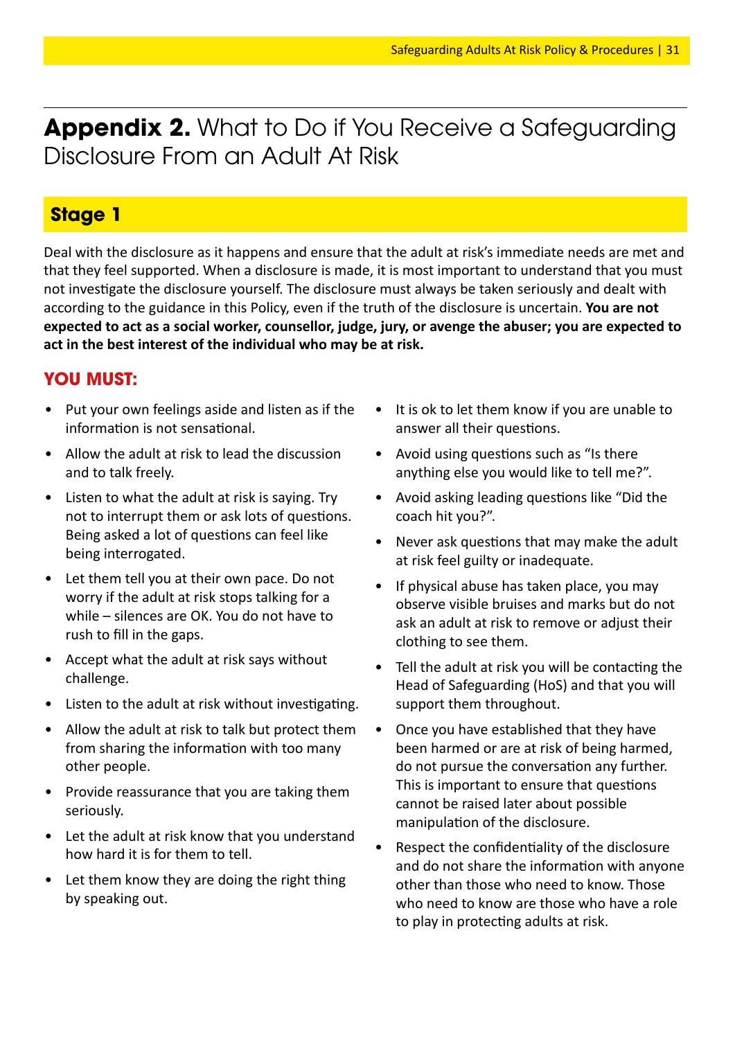# **Appendix 2.** What to Do if You Receive a Safeguarding Disclosure From an Adult At Risk

## Stage 1

Deal with the disclosure as it happens and ensure that the adult at risk's immediate needs are met and that they feel supported. When a disclosure is made, it is most important to understand that you must not investigate the disclosure yourself. The disclosure must always be taken seriously and dealt with according to the guidance in this Policy, even if the truth of the disclosure is uncertain. **You are not expected to act as a social worker, counsellor, judge, jury, or avenge the abuser; you are expected to act in the best interest of the individual who may be at risk.**

### YOU MUST:

- Put your own feelings aside and listen as if the information is not sensational.
- Allow the adult at risk to lead the discussion and to talk freely.
- Listen to what the adult at risk is saying. Try not to interrupt them or ask lots of questions. Being asked a lot of questions can feel like being interrogated.
- Let them tell you at their own pace. Do not worry if the adult at risk stops talking for a while – silences are OK. You do not have to rush to fill in the gaps.
- Accept what the adult at risk says without challenge.
- Listen to the adult at risk without investigating.
- Allow the adult at risk to talk but protect them from sharing the information with too many other people.
- Provide reassurance that you are taking them seriously.
- Let the adult at risk know that you understand how hard it is for them to tell.
- Let them know they are doing the right thing by speaking out.
- It is ok to let them know if you are unable to answer all their questions.
- Avoid using questions such as "Is there anything else you would like to tell me?".
- Avoid asking leading questions like "Did the coach hit you?".
- Never ask questions that may make the adult at risk feel guilty or inadequate.
- If physical abuse has taken place, you may observe visible bruises and marks but do not ask an adult at risk to remove or adjust their clothing to see them.
- Tell the adult at risk you will be contacting the Head of Safeguarding (HoS) and that you will support them throughout.
- Once you have established that they have been harmed or are at risk of being harmed, do not pursue the conversation any further. This is important to ensure that questions cannot be raised later about possible manipulation of the disclosure.
- Respect the confidentiality of the disclosure and do not share the information with anyone other than those who need to know. Those who need to know are those who have a role to play in protecting adults at risk.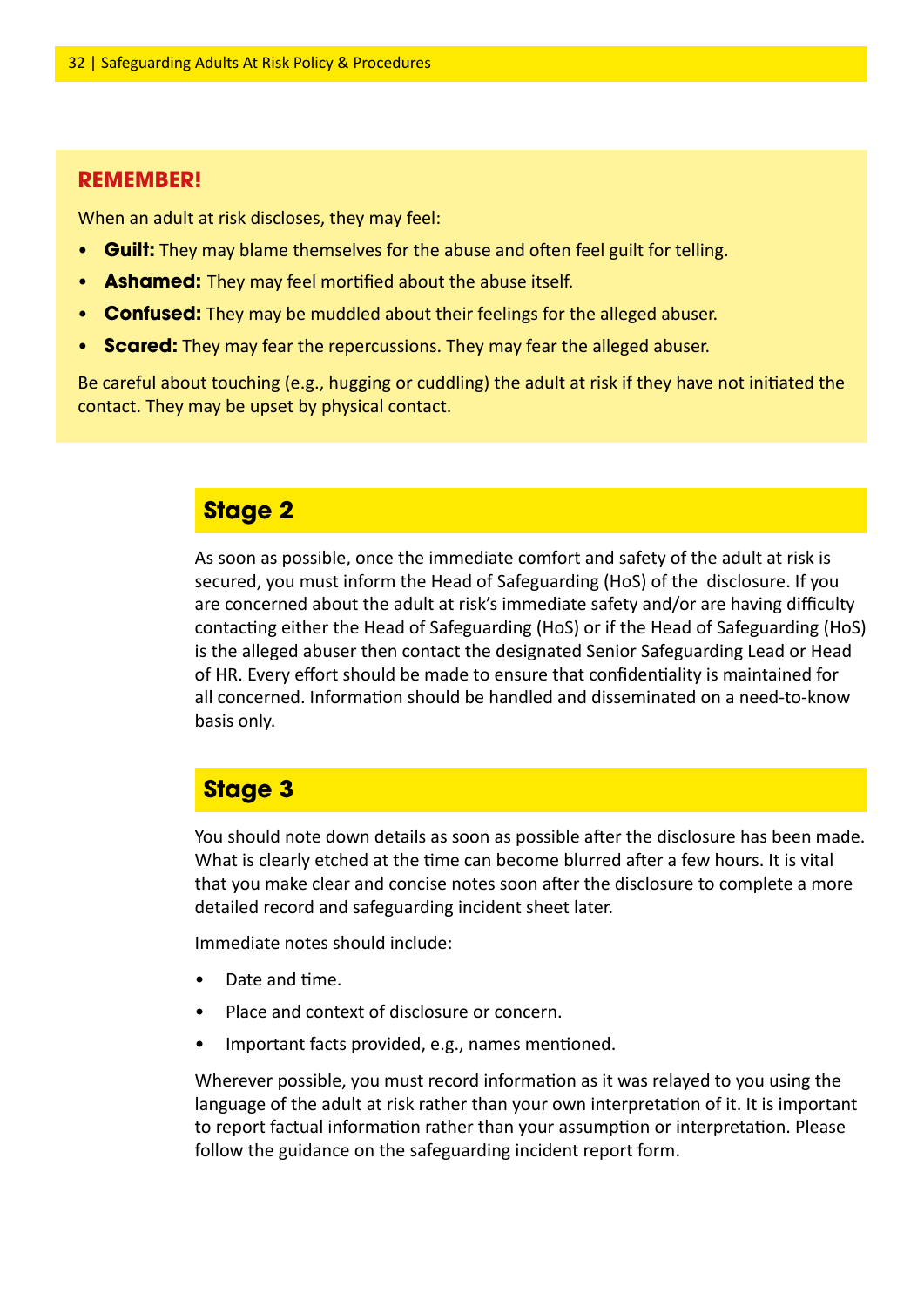**REMEMBER!**

When an adult at risk discloses, they may feel:

- **Guilt:** They may blame themselves for the abuse and often feel guilt for telling.
- **Ashamed:** They may feel mortified about the abuse itself.
- **Confused:** They may be muddled about their feelings for the alleged abuser.
- **Scared:** They may fear the repercussions. They may fear the alleged abuser.

Be careful about touching (e.g., hugging or cuddling) the adult at risk if they have not initiated the contact. They may be upset by physical contact.

## Stage 2

As soon as possible, once the immediate comfort and safety of the adult at risk is secured, you must inform the Head of Safeguarding (HoS) of the disclosure. If you are concerned about the adult at risk's immediate safety and/or are having difficulty contacting either the Head of Safeguarding (HoS) or if the Head of Safeguarding (HoS) is the alleged abuser then contact the designated Senior Safeguarding Lead or Head of HR. Every effort should be made to ensure that confidentiality is maintained for all concerned. Information should be handled and disseminated on a need-to-know basis only.

## Stage 3

You should note down details as soon as possible after the disclosure has been made. What is clearly etched at the time can become blurred after a few hours. It is vital that you make clear and concise notes soon after the disclosure to complete a more detailed record and safeguarding incident sheet later.

Immediate notes should include:

- Date and time.
- Place and context of disclosure or concern.
- Important facts provided, e.g., names mentioned.

Wherever possible, you must record information as it was relayed to you using the language of the adult at risk rather than your own interpretation of it. It is important to report factual information rather than your assumption or interpretation. Please follow the guidance on the safeguarding incident report form.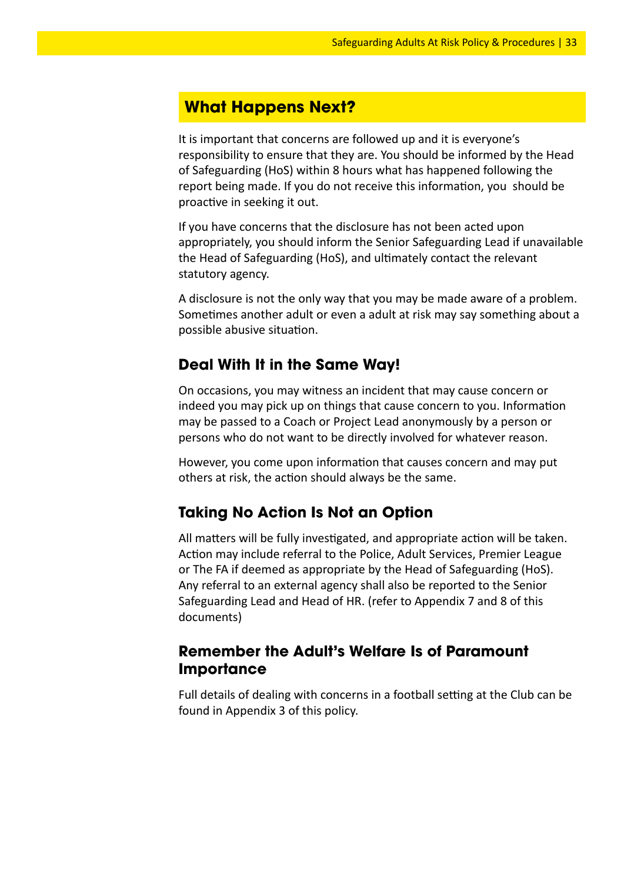## What Happens Next?

It is important that concerns are followed up and it is everyone's responsibility to ensure that they are. You should be informed by the Head of Safeguarding (HoS) within 8 hours what has happened following the report being made. If you do not receive this information, you should be proactive in seeking it out.

If you have concerns that the disclosure has not been acted upon appropriately, you should inform the Senior Safeguarding Lead if unavailable the Head of Safeguarding (HoS), and ultimately contact the relevant statutory agency.

A disclosure is not the only way that you may be made aware of a problem. Sometimes another adult or even a adult at risk may say something about a possible abusive situation.

### Deal With It in the Same Way!

On occasions, you may witness an incident that may cause concern or indeed you may pick up on things that cause concern to you. Information may be passed to a Coach or Project Lead anonymously by a person or persons who do not want to be directly involved for whatever reason.

However, you come upon information that causes concern and may put others at risk, the action should always be the same.

### Taking No Action Is Not an Option

All matters will be fully investigated, and appropriate action will be taken. Action may include referral to the Police, Adult Services, Premier League or The FA if deemed as appropriate by the Head of Safeguarding (HoS). Any referral to an external agency shall also be reported to the Senior Safeguarding Lead and Head of HR. (refer to Appendix 7 and 8 of this documents)

### Remember the Adult's Welfare Is of Paramount Importance

Full details of dealing with concerns in a football setting at the Club can be found in Appendix 3 of this policy.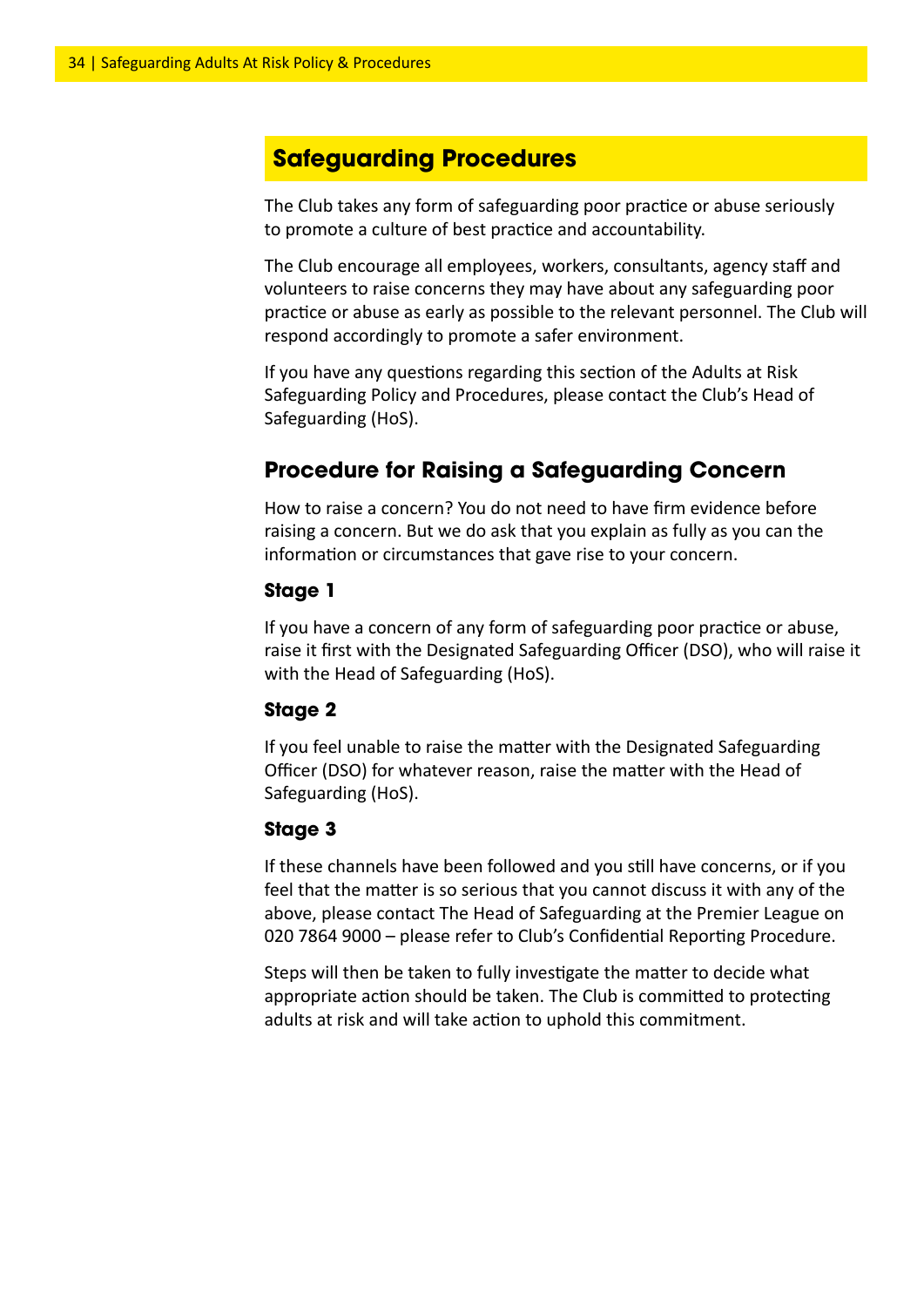## Safeguarding Procedures

The Club takes any form of safeguarding poor practice or abuse seriously to promote a culture of best practice and accountability.

The Club encourage all employees, workers, consultants, agency staff and volunteers to raise concerns they may have about any safeguarding poor practice or abuse as early as possible to the relevant personnel. The Club will respond accordingly to promote a safer environment.

If you have any questions regarding this section of the Adults at Risk Safeguarding Policy and Procedures, please contact the Club's Head of Safeguarding (HoS).

### Procedure for Raising a Safeguarding Concern

How to raise a concern? You do not need to have firm evidence before raising a concern. But we do ask that you explain as fully as you can the information or circumstances that gave rise to your concern.

#### Stage 1

If you have a concern of any form of safeguarding poor practice or abuse, raise it first with the Designated Safeguarding Officer (DSO), who will raise it with the Head of Safeguarding (HoS).

#### Stage 2

If you feel unable to raise the matter with the Designated Safeguarding Officer (DSO) for whatever reason, raise the matter with the Head of Safeguarding (HoS).

#### Stage 3

If these channels have been followed and you still have concerns, or if you feel that the matter is so serious that you cannot discuss it with any of the above, please contact The Head of Safeguarding at the Premier League on 020 7864 9000 – please refer to Club's Confidential Reporting Procedure.

Steps will then be taken to fully investigate the matter to decide what appropriate action should be taken. The Club is committed to protecting adults at risk and will take action to uphold this commitment.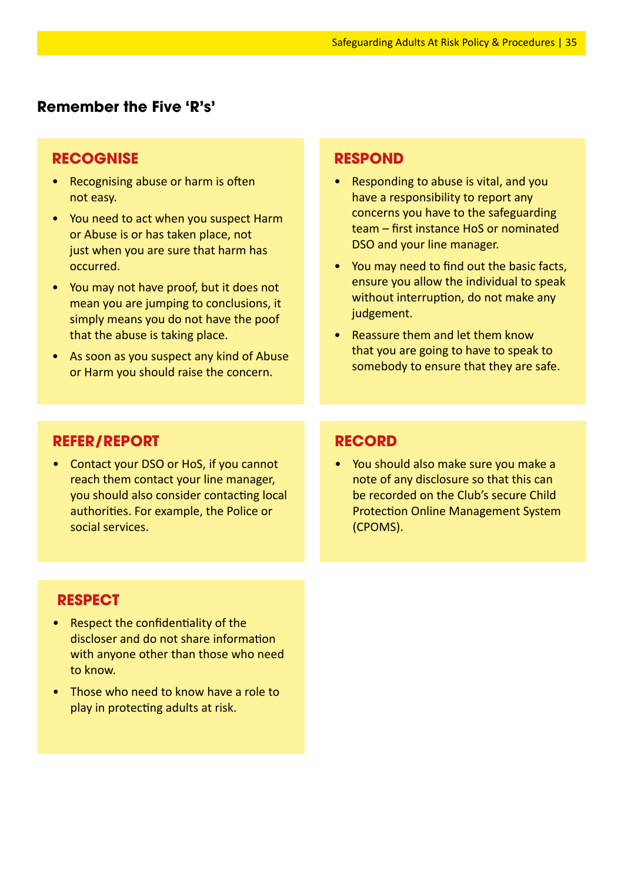## Remember the Five 'R's'

### RECOGNISE

- Recognising abuse or harm is often not easy.
- You need to act when you suspect Harm or Abuse is or has taken place, not just when you are sure that harm has occurred.
- You may not have proof, but it does not mean you are jumping to conclusions, it simply means you do not have the poof that the abuse is taking place.
- As soon as you suspect any kind of Abuse or Harm you should raise the concern.

### RESPOND

- Responding to abuse is vital, and you have a responsibility to report any concerns you have to the safeguarding team – first instance HoS or nominated DSO and your line manager.
- You may need to find out the basic facts, ensure you allow the individual to speak without interruption, do not make any judgement.
- Reassure them and let them know that you are going to have to speak to somebody to ensure that they are safe.

### REFER/REPORT

- Contact your DSO or HoS, if you cannot reach them contact your line manager, you should also consider contacting local authorities. For example, the Police or social services.

### RECORD

- You should also make sure you make a note of any disclosure so that this can be recorded on the Club's secure Child Protection Online Management System (CPOMS).

### RESPECT

- Respect the confidentiality of the discloser and do not share information with anyone other than those who need to know.
- Those who need to know have a role to play in protecting adults at risk.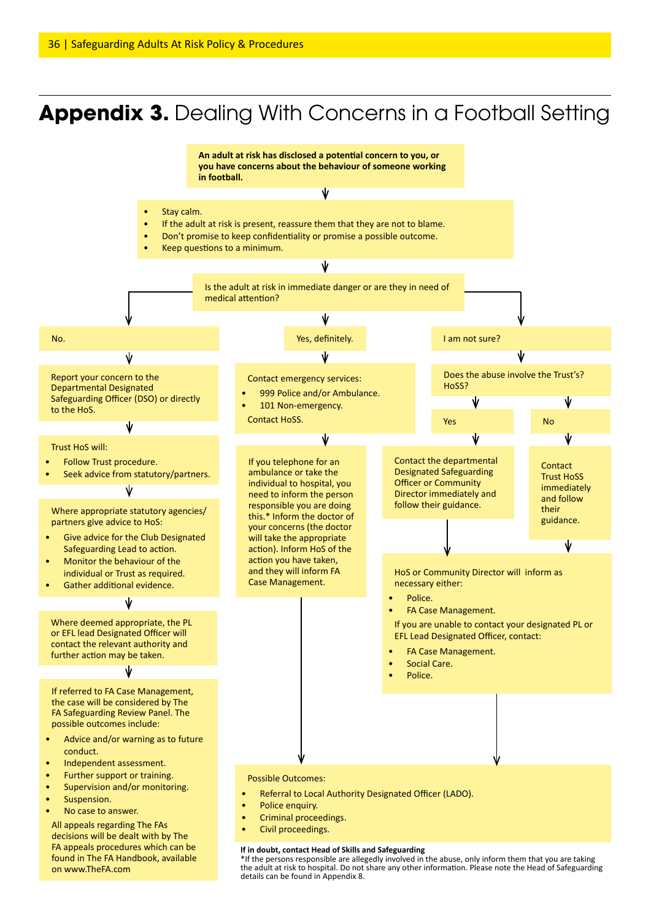# **Appendix 3.** Dealing With Concerns in a Football Setting

**An adult at risk has disclosed a potential concern to you, or you have concerns about the behaviour of someone working in football.**

- Stay calm.
- If the adult at risk is present, reassure them that they are not to blame.
- Don't promise to keep confidentiality or promise a possible outcome.
- Keep questions to a minimum.

Is the adult at risk in immediate danger or are they in need of medical attention?

### No.

Report your concern to the Departmental Designated Safeguarding Officer (DSO) or directly to the HoS.

Trust HoS will:

- Follow Trust procedure.
- Seek advice from statutory/partners.

Where appropriate statutory agencies/partners give advice to HoS:

- Give advice for the Club Designated Safeguarding Lead to action.
- Monitor the behaviour of the individual or Trust as required.
- Gather additional evidence.

Where deemed appropriate, the PL or EFL lead Designated Officer will contact the relevant authority and further action may be taken.

If referred to FA Case Management, the case will be considered by The FA Safeguarding Review Panel. The possible outcomes include:

- Advice and/or warning as to future conduct.
- Independent assessment.
- Further support or training.
- Supervision and/or monitoring.
- Suspension.
- No case to answer.

All appeals regarding The FAs decisions will be dealt with by The FA appeals procedures which can be found in The FA Handbook, available on www.TheFA.com

### Yes, definitely.

Contact emergency services:

- 999 Police and/or Ambulance.
- 101 Non-emergency.

Contact HoSS.

If you telephone for an ambulance or take the individual to hospital, you need to inform the person responsible you are doing this.* Inform the doctor of your concerns (the doctor will take the appropriate action). Inform HoS of the action you have taken, and they will inform FA Case Management.

### I am not sure?

Does the abuse involve the Trust's? HoSS?

**Yes:** Contact the departmental Designated Safeguarding Officer or Community Director immediately and follow their guidance.

**No:** Contact Trust HoSS immediately and follow their guidance.

HoS or Community Director will inform as necessary either:

- Police.
- FA Case Management.

If you are unable to contact your designated PL or EFL Lead Designated Officer, contact:

- FA Case Management.
- Social Care.
- Police.

### Possible Outcomes:

- Referral to Local Authority Designated Officer (LADO).
- Police enquiry.
- Criminal proceedings.
- Civil proceedings.

**If in doubt, contact Head of Skills and Safeguarding**

*If the persons responsible are allegedly involved in the abuse, only inform them that you are taking the adult at risk to hospital. Do not share any other information. Please note the Head of Safeguarding details can be found in Appendix 8.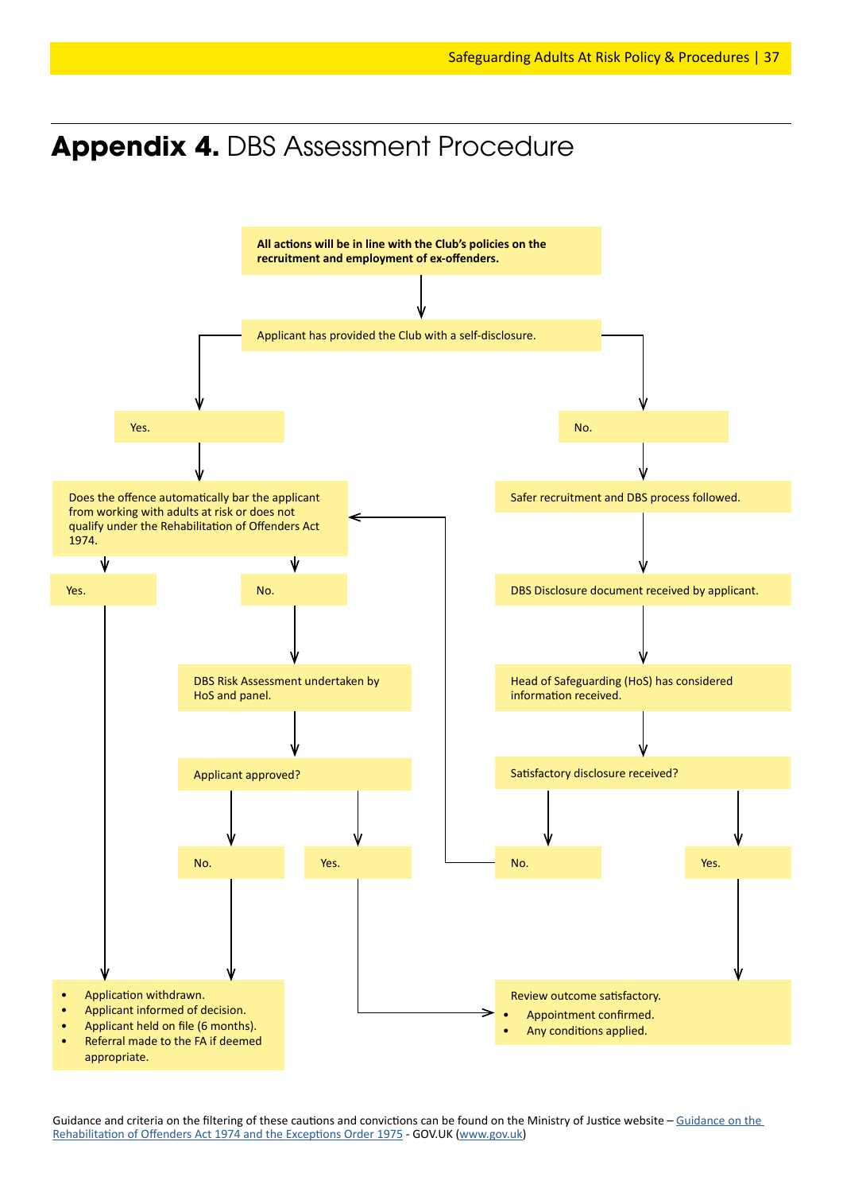# **Appendix 4.** DBS Assessment Procedure

**All actions will be in line with the Club's policies on the recruitment and employment of ex-offenders.**

Applicant has provided the Club with a self-disclosure.

Yes.

Does the offence automatically bar the applicant from working with adults at risk or does not qualify under the Rehabilitation of Offenders Act 1974.

Yes.

No.

DBS Risk Assessment undertaken by HoS and panel.

Applicant approved?

No.

Yes.

No.

Safer recruitment and DBS process followed.

DBS Disclosure document received by applicant.

Head of Safeguarding (HoS) has considered information received.

Satisfactory disclosure received?

No.

Yes.

- Application withdrawn.
- Applicant informed of decision.
- Applicant held on file (6 months).
- Referral made to the FA if deemed appropriate.

Review outcome satisfactory.

- Appointment confirmed.
- Any conditions applied.

Guidance and criteria on the filtering of these cautions and convictions can be found on the Ministry of Justice website – Guidance on the Rehabilitation of Offenders Act 1974 and the Exceptions Order 1975 - GOV.UK (www.gov.uk)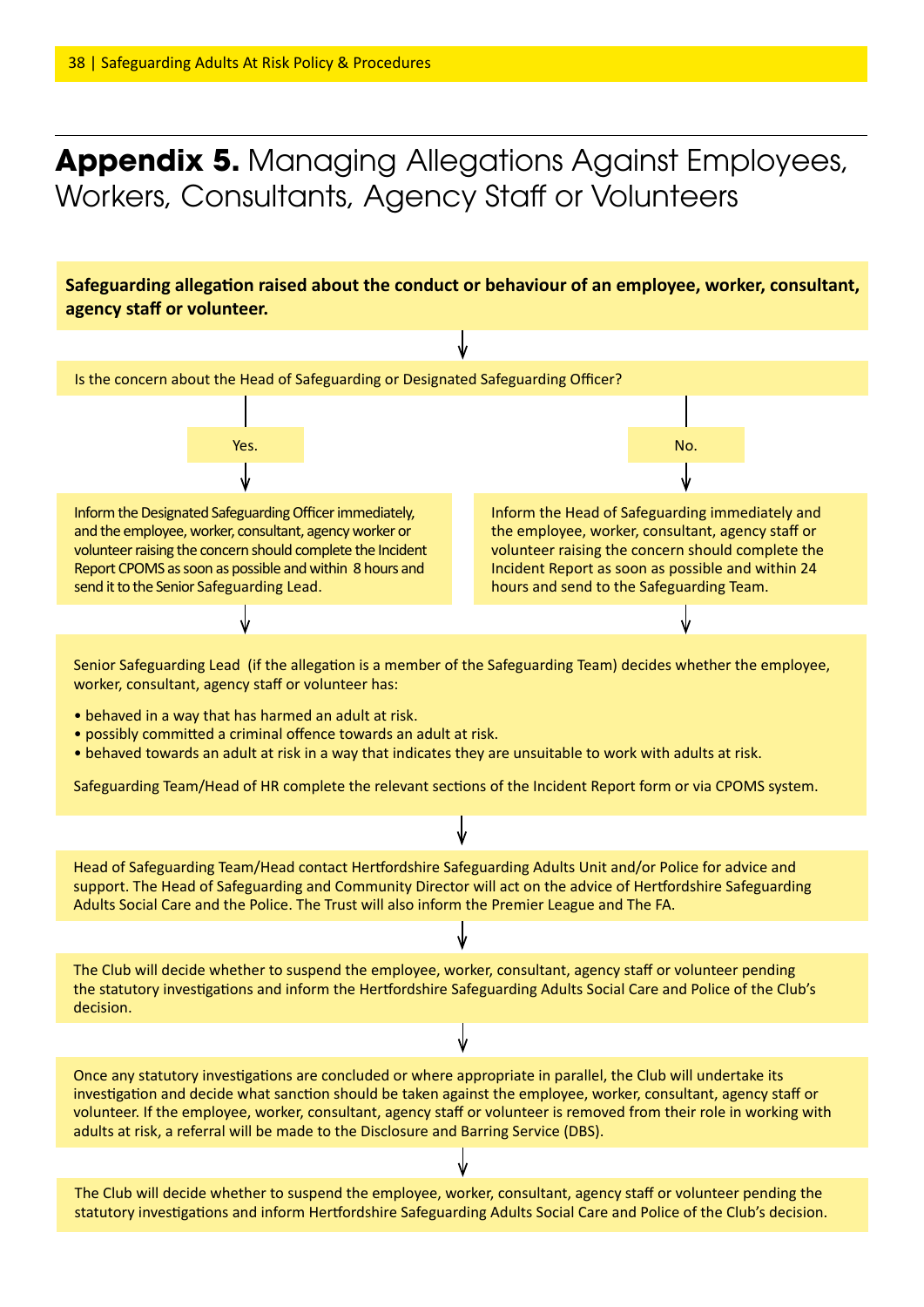# **Appendix 5.** Managing Allegations Against Employees, Workers, Consultants, Agency Staff or Volunteers

**Safeguarding allegation raised about the conduct or behaviour of an employee, worker, consultant, agency staff or volunteer.**

↓

Is the concern about the Head of Safeguarding or Designated Safeguarding Officer?

**Yes.**

↓

Inform the Designated Safeguarding Officer immediately, and the employee, worker, consultant, agency worker or volunteer raising the concern should complete the Incident Report CPOMS as soon as possible and within 8 hours and send it to the Senior Safeguarding Lead.

**No.**

↓

Inform the Head of Safeguarding immediately and the employee, worker, consultant, agency staff or volunteer raising the concern should complete the Incident Report as soon as possible and within 24 hours and send to the Safeguarding Team.

↓

Senior Safeguarding Lead (if the allegation is a member of the Safeguarding Team) decides whether the employee, worker, consultant, agency staff or volunteer has:

- behaved in a way that has harmed an adult at risk.
- possibly committed a criminal offence towards an adult at risk.
- behaved towards an adult at risk in a way that indicates they are unsuitable to work with adults at risk.

Safeguarding Team/Head of HR complete the relevant sections of the Incident Report form or via CPOMS system.

↓

Head of Safeguarding Team/Head contact Hertfordshire Safeguarding Adults Unit and/or Police for advice and support. The Head of Safeguarding and Community Director will act on the advice of Hertfordshire Safeguarding Adults Social Care and the Police. The Trust will also inform the Premier League and The FA.

↓

The Club will decide whether to suspend the employee, worker, consultant, agency staff or volunteer pending the statutory investigations and inform the Hertfordshire Safeguarding Adults Social Care and Police of the Club's decision.

↓

Once any statutory investigations are concluded or where appropriate in parallel, the Club will undertake its investigation and decide what sanction should be taken against the employee, worker, consultant, agency staff or volunteer. If the employee, worker, consultant, agency staff or volunteer is removed from their role in working with adults at risk, a referral will be made to the Disclosure and Barring Service (DBS).

↓

The Club will decide whether to suspend the employee, worker, consultant, agency staff or volunteer pending the statutory investigations and inform Hertfordshire Safeguarding Adults Social Care and Police of the Club's decision.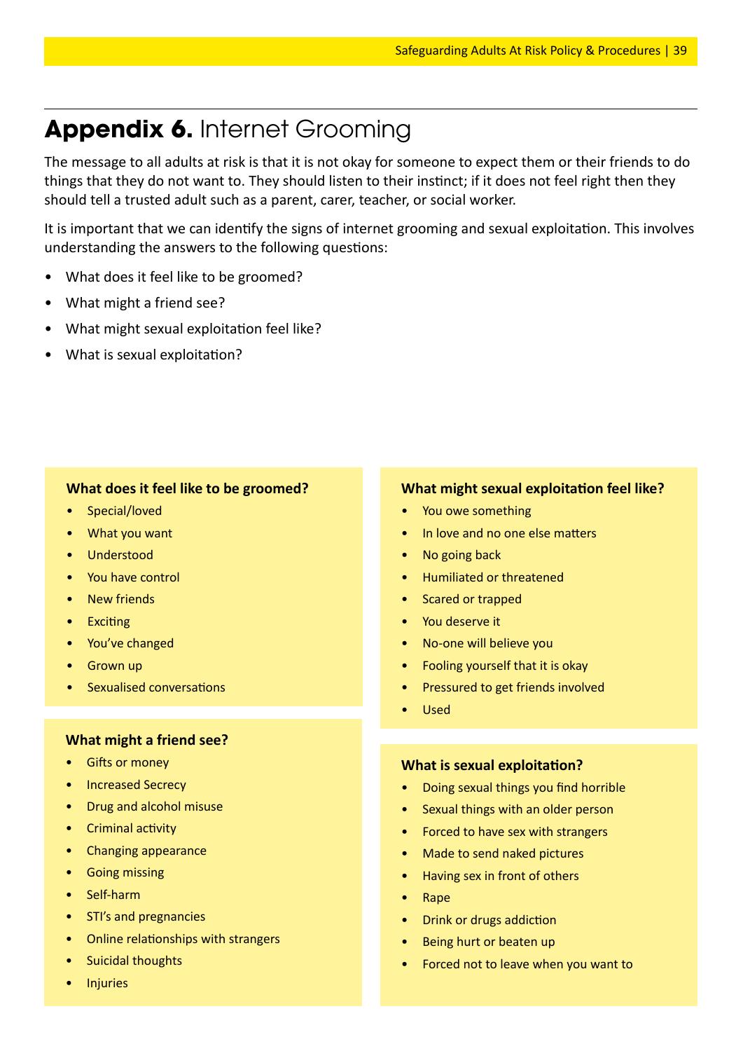# **Appendix 6.** Internet Grooming

The message to all adults at risk is that it is not okay for someone to expect them or their friends to do things that they do not want to. They should listen to their instinct; if it does not feel right then they should tell a trusted adult such as a parent, carer, teacher, or social worker.

It is important that we can identify the signs of internet grooming and sexual exploitation. This involves understanding the answers to the following questions:

- What does it feel like to be groomed?
- What might a friend see?
- What might sexual exploitation feel like?
- What is sexual exploitation?

**What does it feel like to be groomed?**

- Special/loved
- What you want
- Understood
- You have control
- New friends
- Exciting
- You've changed
- Grown up
- Sexualised conversations

**What might a friend see?**

- Gifts or money
- Increased Secrecy
- Drug and alcohol misuse
- Criminal activity
- Changing appearance
- Going missing
- Self-harm
- STI's and pregnancies
- Online relationships with strangers
- Suicidal thoughts
- Injuries

**What might sexual exploitation feel like?**

- You owe something
- In love and no one else matters
- No going back
- Humiliated or threatened
- Scared or trapped
- You deserve it
- No-one will believe you
- Fooling yourself that it is okay
- Pressured to get friends involved
- Used

**What is sexual exploitation?**

- Doing sexual things you find horrible
- Sexual things with an older person
- Forced to have sex with strangers
- Made to send naked pictures
- Having sex in front of others
- Rape
- Drink or drugs addiction
- Being hurt or beaten up
- Forced not to leave when you want to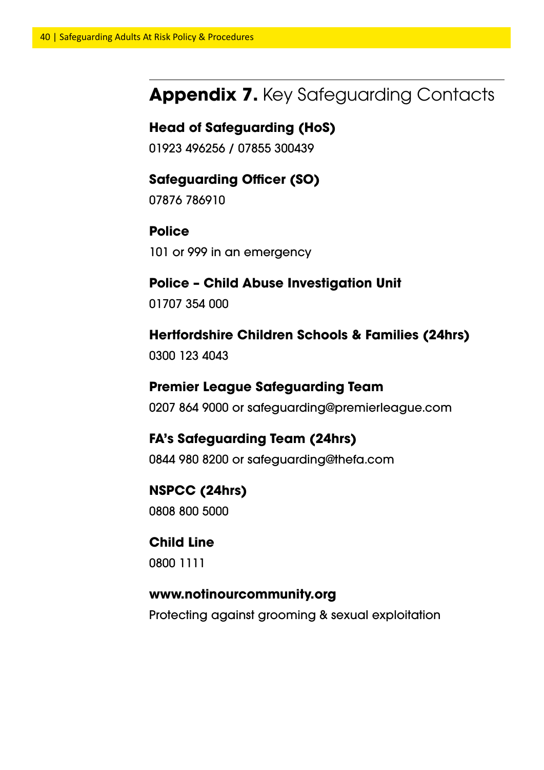## **Appendix 7.** Key Safeguarding Contacts

**Head of Safeguarding (HoS)**
01923 496256 / 07855 300439

**Safeguarding Officer (SO)**
07876 786910

**Police**
101 or 999 in an emergency

**Police – Child Abuse Investigation Unit**
01707 354 000

**Hertfordshire Children Schools & Families (24hrs)**
0300 123 4043

**Premier League Safeguarding Team**
0207 864 9000 or safeguarding@premierleague.com

**FA's Safeguarding Team (24hrs)**
0844 980 8200 or safeguarding@thefa.com

**NSPCC (24hrs)**
0808 800 5000

**Child Line**
0800 1111

**www.notinourcommunity.org**
Protecting against grooming & sexual exploitation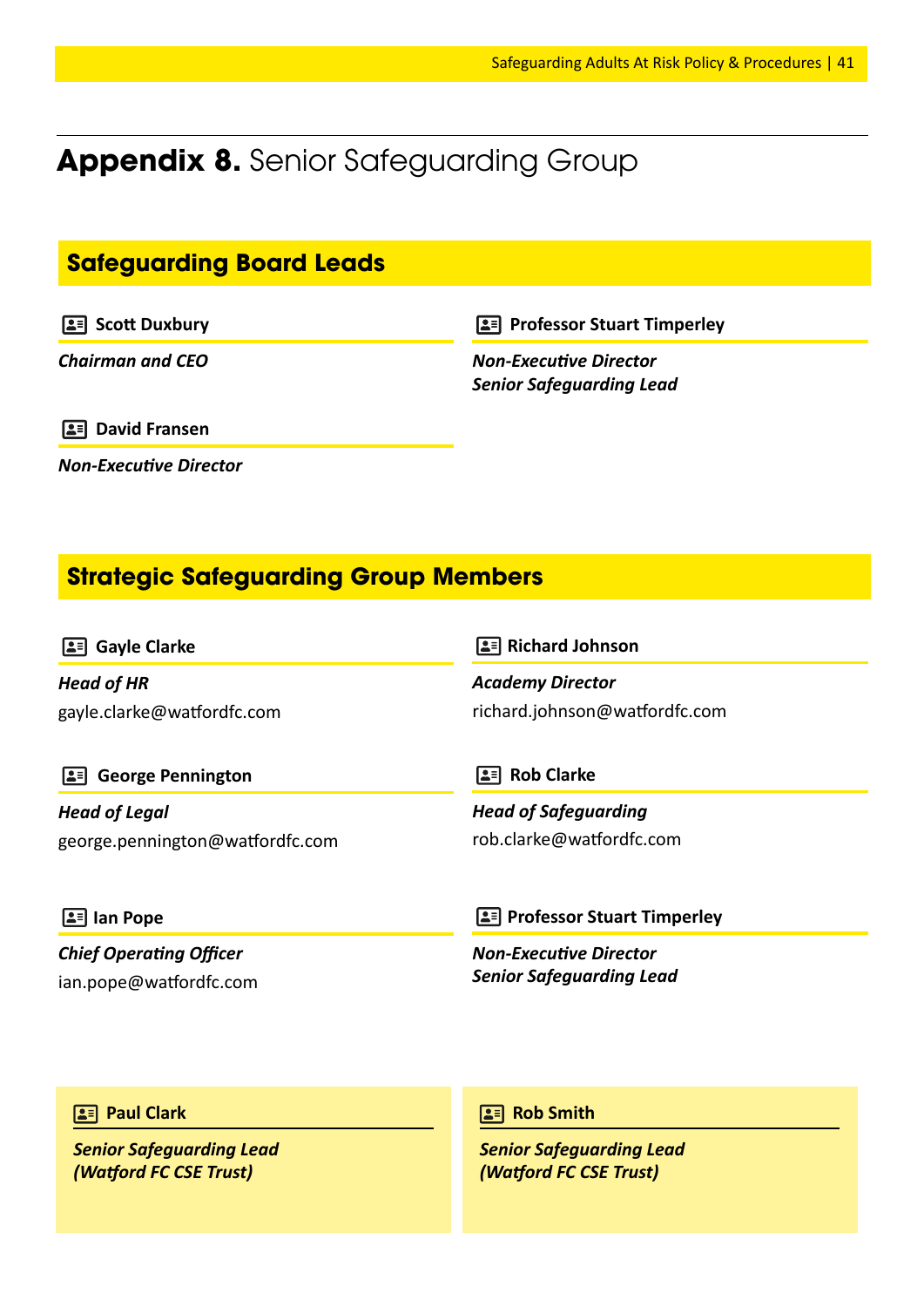# **Appendix 8.** Senior Safeguarding Group

## Safeguarding Board Leads

**Scott Duxbury**

***Chairman and CEO***

**Professor Stuart Timperley**

***Non-Executive Director***
***Senior Safeguarding Lead***

**David Fransen**

***Non-Executive Director***

## Strategic Safeguarding Group Members

**Gayle Clarke**

***Head of HR***
gayle.clarke@watfordfc.com

**Richard Johnson**

***Academy Director***
richard.johnson@watfordfc.com

**George Pennington**

***Head of Legal***
george.pennington@watfordfc.com

**Rob Clarke**

***Head of Safeguarding***
rob.clarke@watfordfc.com

**Ian Pope**

***Chief Operating Officer***
ian.pope@watfordfc.com

**Professor Stuart Timperley**

***Non-Executive Director***
***Senior Safeguarding Lead***

**Paul Clark**

***Senior Safeguarding Lead***
***(Watford FC CSE Trust)***

**Rob Smith**

***Senior Safeguarding Lead***
***(Watford FC CSE Trust)***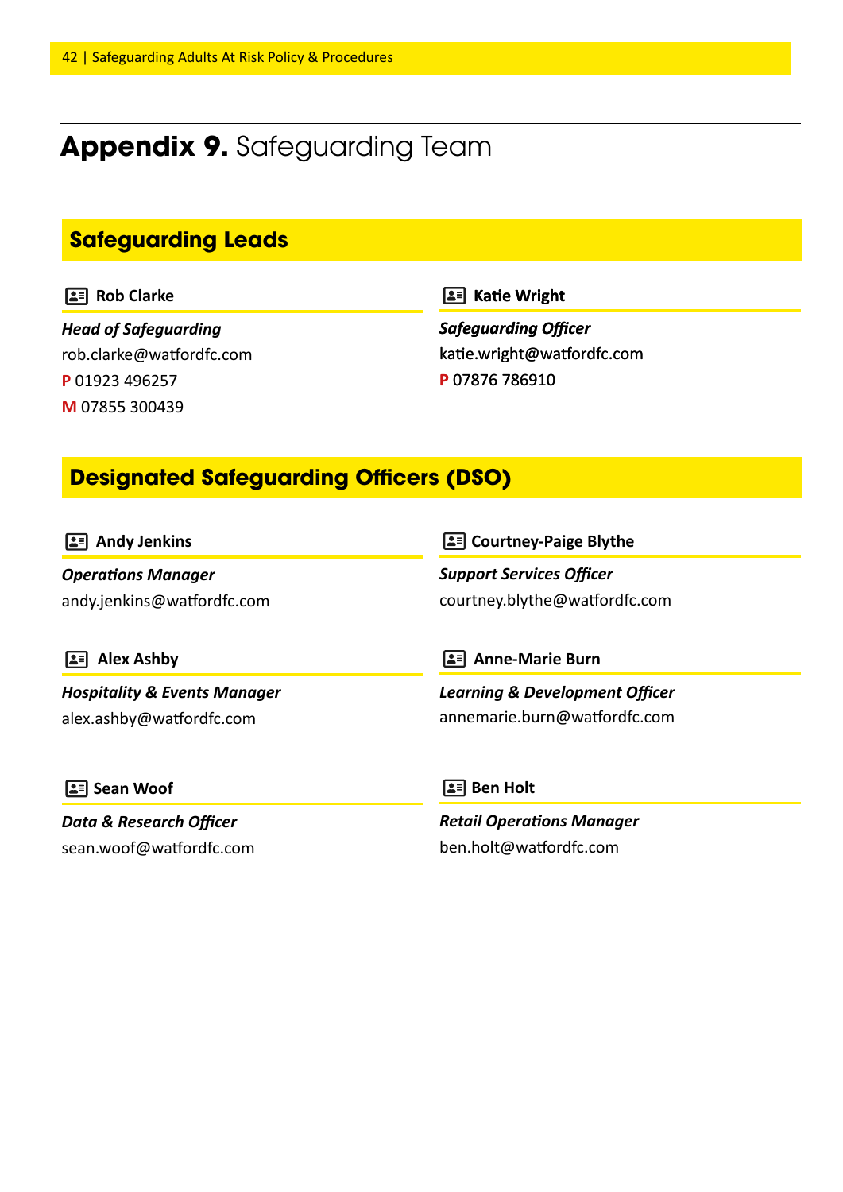# **Appendix 9.** Safeguarding Team

## Safeguarding Leads

### Rob Clarke

***Head of Safeguarding***
rob.clarke@watfordfc.com
**P** 01923 496257
**M** 07855 300439

### Katie Wright

***Safeguarding Officer***
katie.wright@watfordfc.com
**P** 07876 786910

## Designated Safeguarding Officers (DSO)

### Andy Jenkins

***Operations Manager***
andy.jenkins@watfordfc.com

### Courtney-Paige Blythe

***Support Services Officer***
courtney.blythe@watfordfc.com

### Alex Ashby

***Hospitality & Events Manager***
alex.ashby@watfordfc.com

### Anne-Marie Burn

***Learning & Development Officer***
annemarie.burn@watfordfc.com

### Sean Woof

***Data & Research Officer***
sean.woof@watfordfc.com

### Ben Holt

***Retail Operations Manager***
ben.holt@watfordfc.com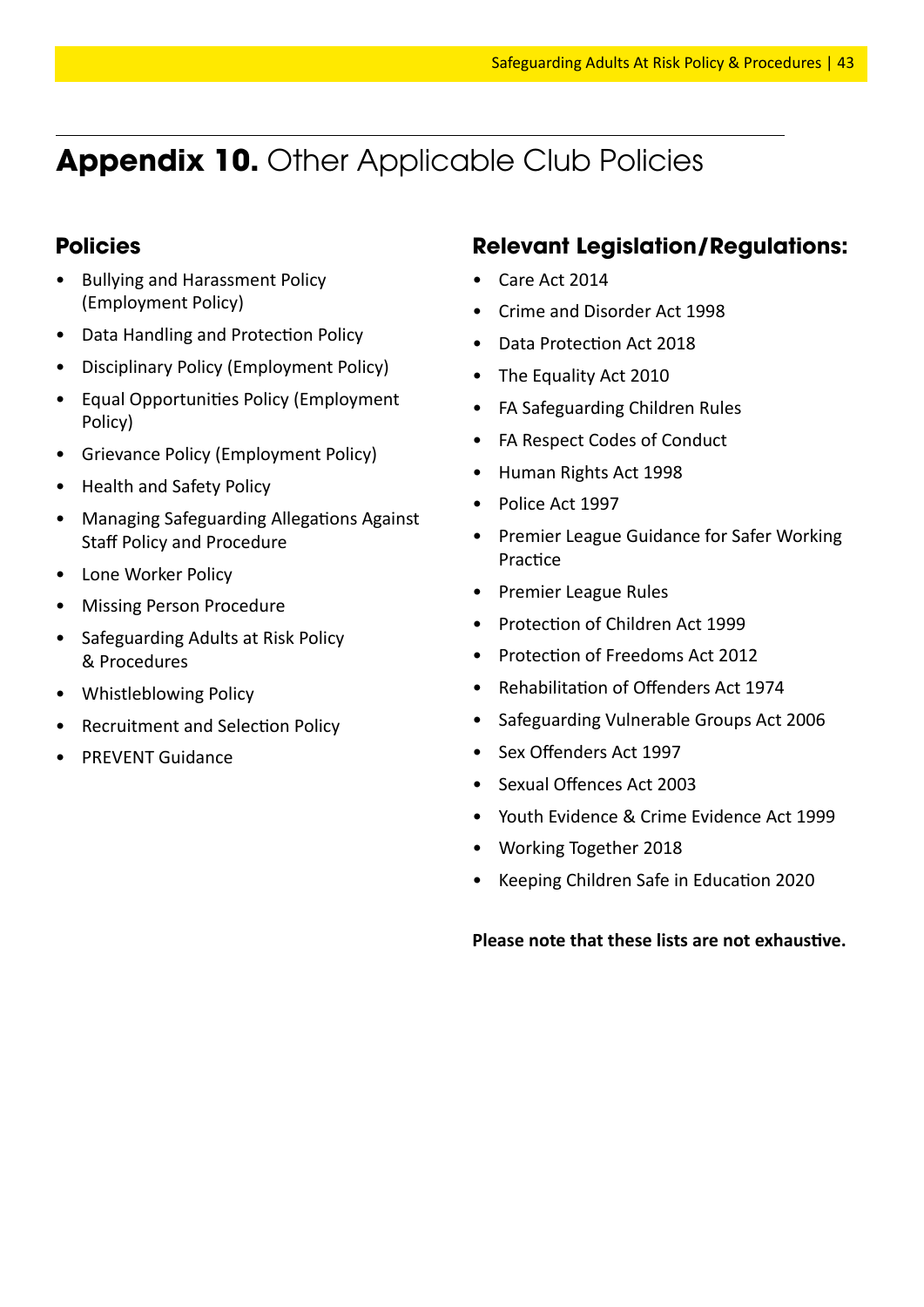# **Appendix 10.** Other Applicable Club Policies

## Policies

- Bullying and Harassment Policy (Employment Policy)
- Data Handling and Protection Policy
- Disciplinary Policy (Employment Policy)
- Equal Opportunities Policy (Employment Policy)
- Grievance Policy (Employment Policy)
- Health and Safety Policy
- Managing Safeguarding Allegations Against Staff Policy and Procedure
- Lone Worker Policy
- Missing Person Procedure
- Safeguarding Adults at Risk Policy & Procedures
- Whistleblowing Policy
- Recruitment and Selection Policy
- PREVENT Guidance

## Relevant Legislation/Regulations:

- Care Act 2014
- Crime and Disorder Act 1998
- Data Protection Act 2018
- The Equality Act 2010
- FA Safeguarding Children Rules
- FA Respect Codes of Conduct
- Human Rights Act 1998
- Police Act 1997
- Premier League Guidance for Safer Working Practice
- Premier League Rules
- Protection of Children Act 1999
- Protection of Freedoms Act 2012
- Rehabilitation of Offenders Act 1974
- Safeguarding Vulnerable Groups Act 2006
- Sex Offenders Act 1997
- Sexual Offences Act 2003
- Youth Evidence & Crime Evidence Act 1999
- Working Together 2018
- Keeping Children Safe in Education 2020

**Please note that these lists are not exhaustive.**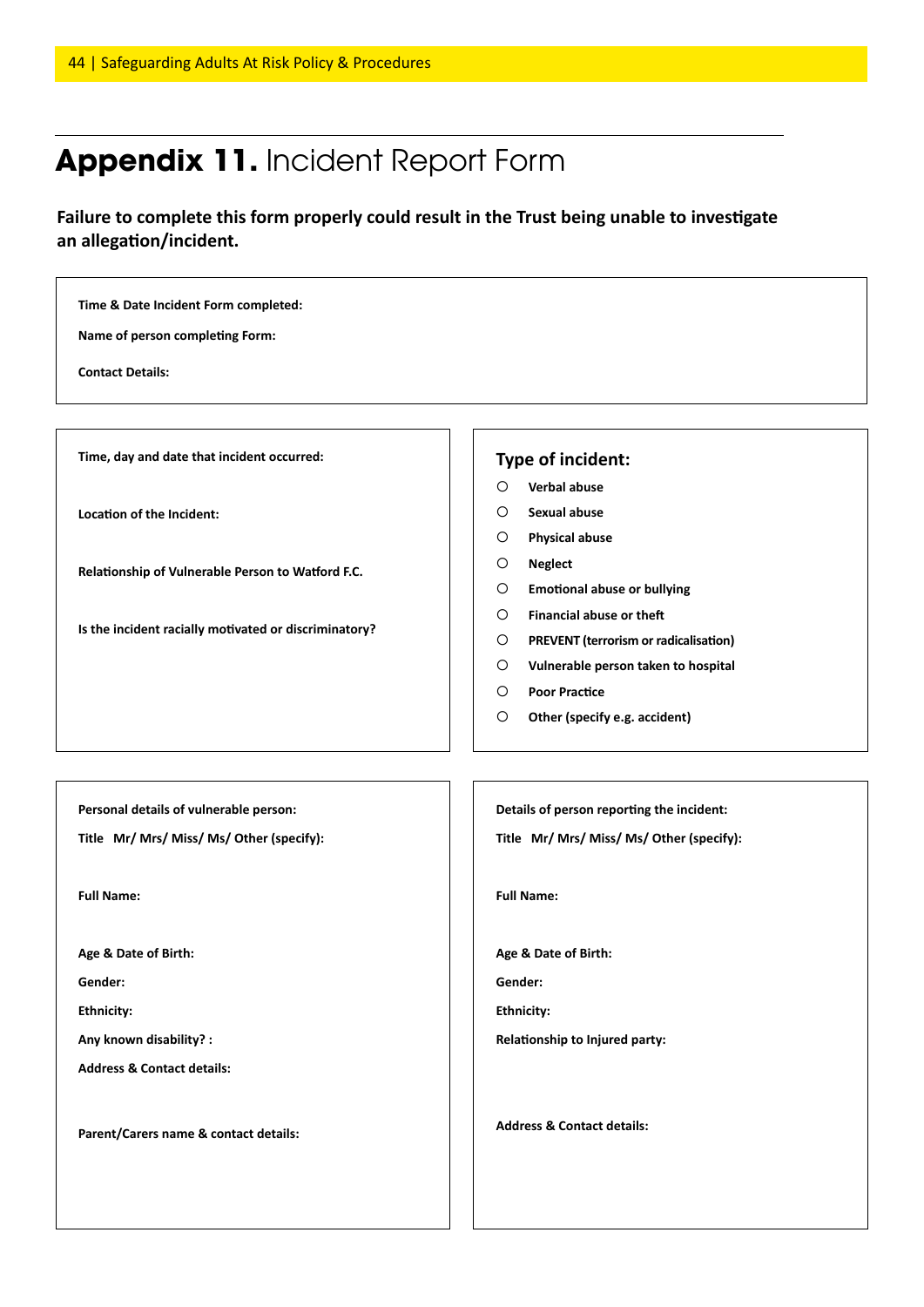# **Appendix 11.** Incident Report Form

**Failure to complete this form properly could result in the Trust being unable to investigate an allegation/incident.**

**Time & Date Incident Form completed:**

**Name of person completing Form:**

**Contact Details:**

---

**Time, day and date that incident occurred:**

**Location of the Incident:**

**Relationship of Vulnerable Person to Watford F.C.**

**Is the incident racially motivated or discriminatory?**

---

### Type of incident:

- ○ **Verbal abuse**
- ○ **Sexual abuse**
- ○ **Physical abuse**
- ○ **Neglect**
- ○ **Emotional abuse or bullying**
- ○ **Financial abuse or theft**
- ○ **PREVENT (terrorism or radicalisation)**
- ○ **Vulnerable person taken to hospital**
- ○ **Poor Practice**
- ○ **Other (specify e.g. accident)**

---

**Personal details of vulnerable person:**

**Title Mr/ Mrs/ Miss/ Ms/ Other (specify):**

**Full Name:**

**Age & Date of Birth:**

**Gender:**

**Ethnicity:**

**Any known disability? :**

**Address & Contact details:**

**Parent/Carers name & contact details:**

---

**Details of person reporting the incident:**

**Title Mr/ Mrs/ Miss/ Ms/ Other (specify):**

**Full Name:**

**Age & Date of Birth:**

**Gender:**

**Ethnicity:**

**Relationship to Injured party:**

**Address & Contact details:**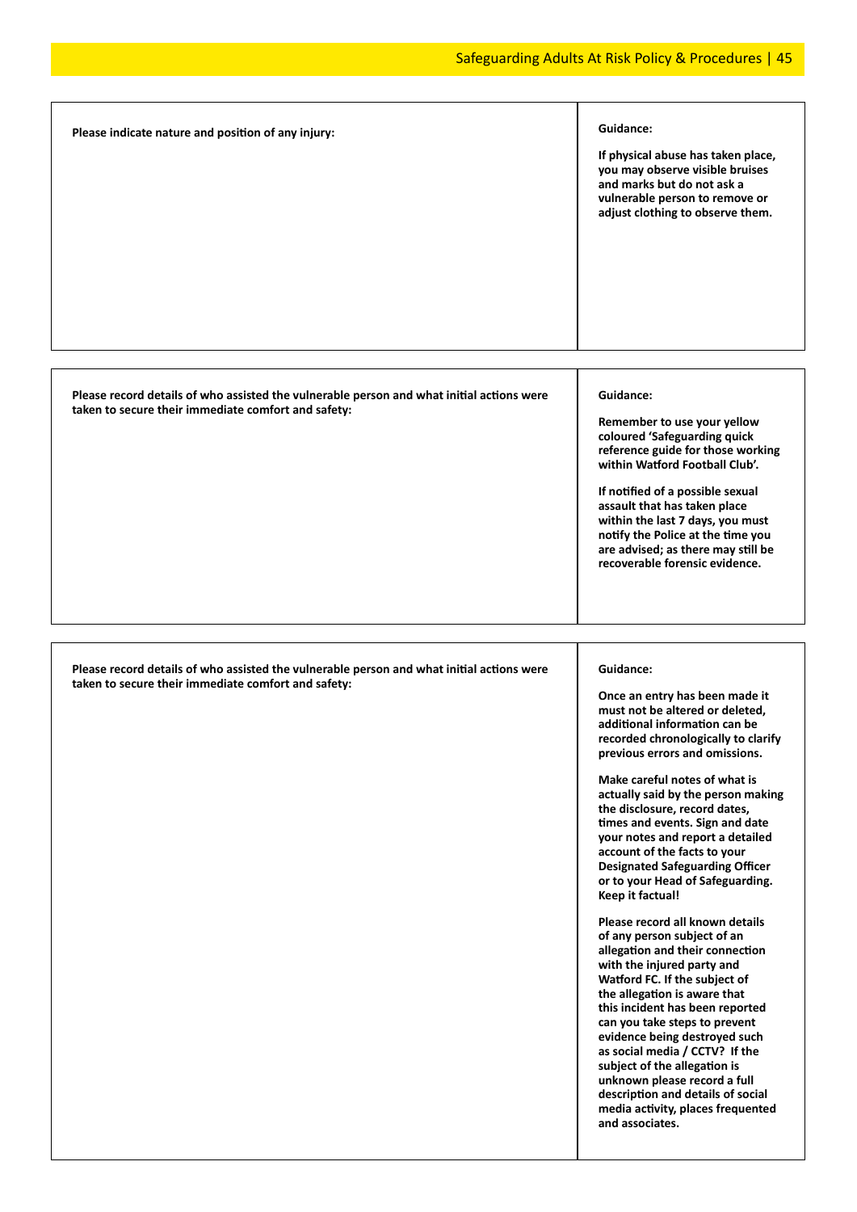| Please indicate nature and position of any injury: | **Guidance:**<br><br>**If physical abuse has taken place, you may observe visible bruises and marks but do not ask a vulnerable person to remove or adjust clothing to observe them.** |
|---|---|

| Please record details of who assisted the vulnerable person and what initial actions were taken to secure their immediate comfort and safety: | **Guidance:**<br><br>**Remember to use your yellow coloured 'Safeguarding quick reference guide for those working within Watford Football Club'.**<br><br>**If notified of a possible sexual assault that has taken place within the last 7 days, you must notify the Police at the time you are advised; as there may still be recoverable forensic evidence.** |
|---|---|

| Please record details of who assisted the vulnerable person and what initial actions were taken to secure their immediate comfort and safety: | **Guidance:**<br><br>**Once an entry has been made it must not be altered or deleted, additional information can be recorded chronologically to clarify previous errors and omissions.**<br><br>**Make careful notes of what is actually said by the person making the disclosure, record dates, times and events. Sign and date your notes and report a detailed account of the facts to your Designated Safeguarding Officer or to your Head of Safeguarding. Keep it factual!**<br><br>**Please record all known details of any person subject of an allegation and their connection with the injured party and Watford FC. If the subject of the allegation is aware that this incident has been reported can you take steps to prevent evidence being destroyed such as social media / CCTV? If the subject of the allegation is unknown please record a full description and details of social media activity, places frequented and associates.** |
|---|---|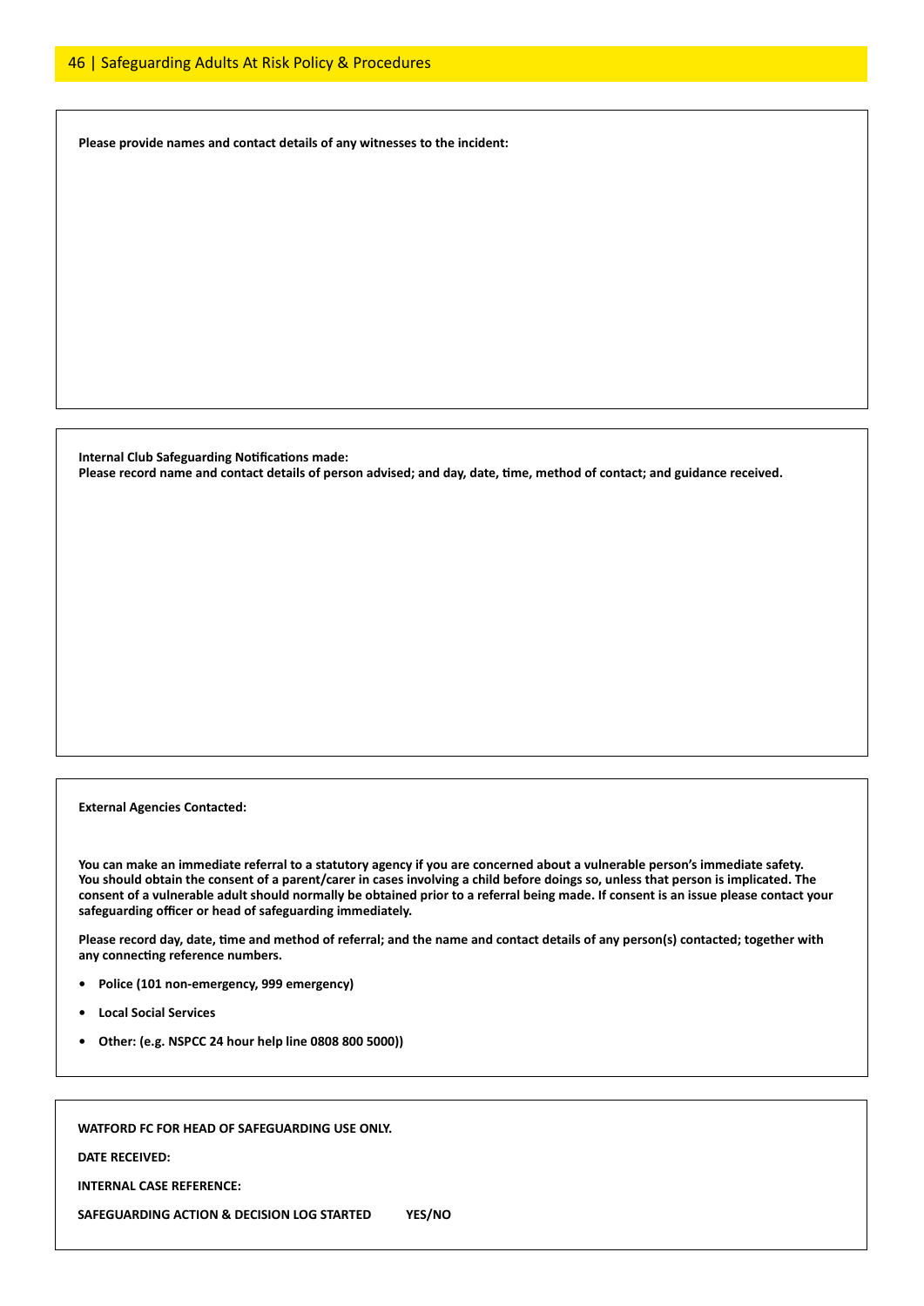**Please provide names and contact details of any witnesses to the incident:**

**Internal Club Safeguarding Notifications made:**
**Please record name and contact details of person advised; and day, date, time, method of contact; and guidance received.**

**External Agencies Contacted:**

**You can make an immediate referral to a statutory agency if you are concerned about a vulnerable person's immediate safety. You should obtain the consent of a parent/carer in cases involving a child before doings so, unless that person is implicated. The consent of a vulnerable adult should normally be obtained prior to a referral being made. If consent is an issue please contact your safeguarding officer or head of safeguarding immediately.**

**Please record day, date, time and method of referral; and the name and contact details of any person(s) contacted; together with any connecting reference numbers.**

- **Police (101 non-emergency, 999 emergency)**
- **Local Social Services**
- **Other: (e.g. NSPCC 24 hour help line 0808 800 5000))**

**WATFORD FC FOR HEAD OF SAFEGUARDING USE ONLY.**

**DATE RECEIVED:**

**INTERNAL CASE REFERENCE:**

**SAFEGUARDING ACTION & DECISION LOG STARTED YES/NO**